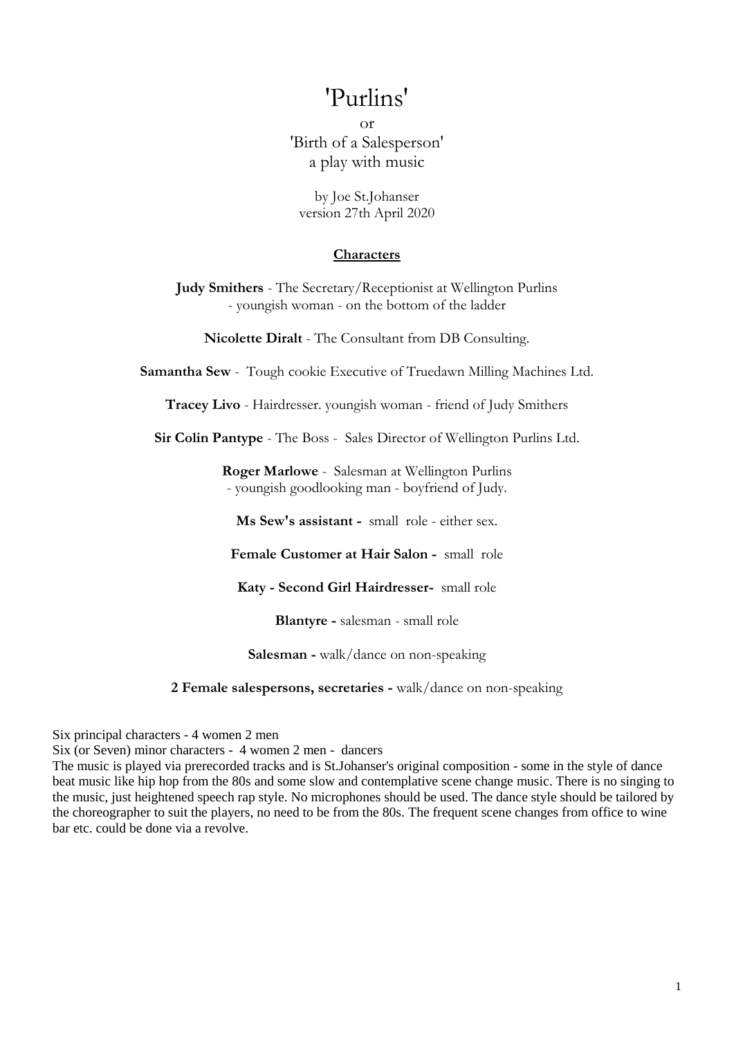# 'Purlins'

or

'Birth of a Salesperson'

a play with music

by Joe St.Johanser

version 27th April 2020

## Characters

**Judy Smithers** - The Secretary/Receptionist at Wellington Purlins
- youngish woman - on the bottom of the ladder

**Nicolette Diralt** - The Consultant from DB Consulting.

**Samantha Sew** - Tough cookie Executive of Truedawn Milling Machines Ltd.

**Tracey Livo** - Hairdresser. youngish woman - friend of Judy Smithers

**Sir Colin Pantype** - The Boss - Sales Director of Wellington Purlins Ltd.

**Roger Marlowe** - Salesman at Wellington Purlins
- youngish goodlooking man - boyfriend of Judy.

**Ms Sew's assistant -** small role - either sex.

**Female Customer at Hair Salon -** small role

**Katy - Second Girl Hairdresser-** small role

**Blantyre -** salesman - small role

**Salesman -** walk/dance on non-speaking

**2 Female salespersons, secretaries -** walk/dance on non-speaking

Six principal characters - 4 women 2 men

Six (or Seven) minor characters - 4 women 2 men - dancers

The music is played via prerecorded tracks and is St.Johanser's original composition - some in the style of dance beat music like hip hop from the 80s and some slow and contemplative scene change music. There is no singing to the music, just heightened speech rap style. No microphones should be used. The dance style should be tailored by the choreographer to suit the players, no need to be from the 80s. The frequent scene changes from office to wine bar etc. could be done via a revolve.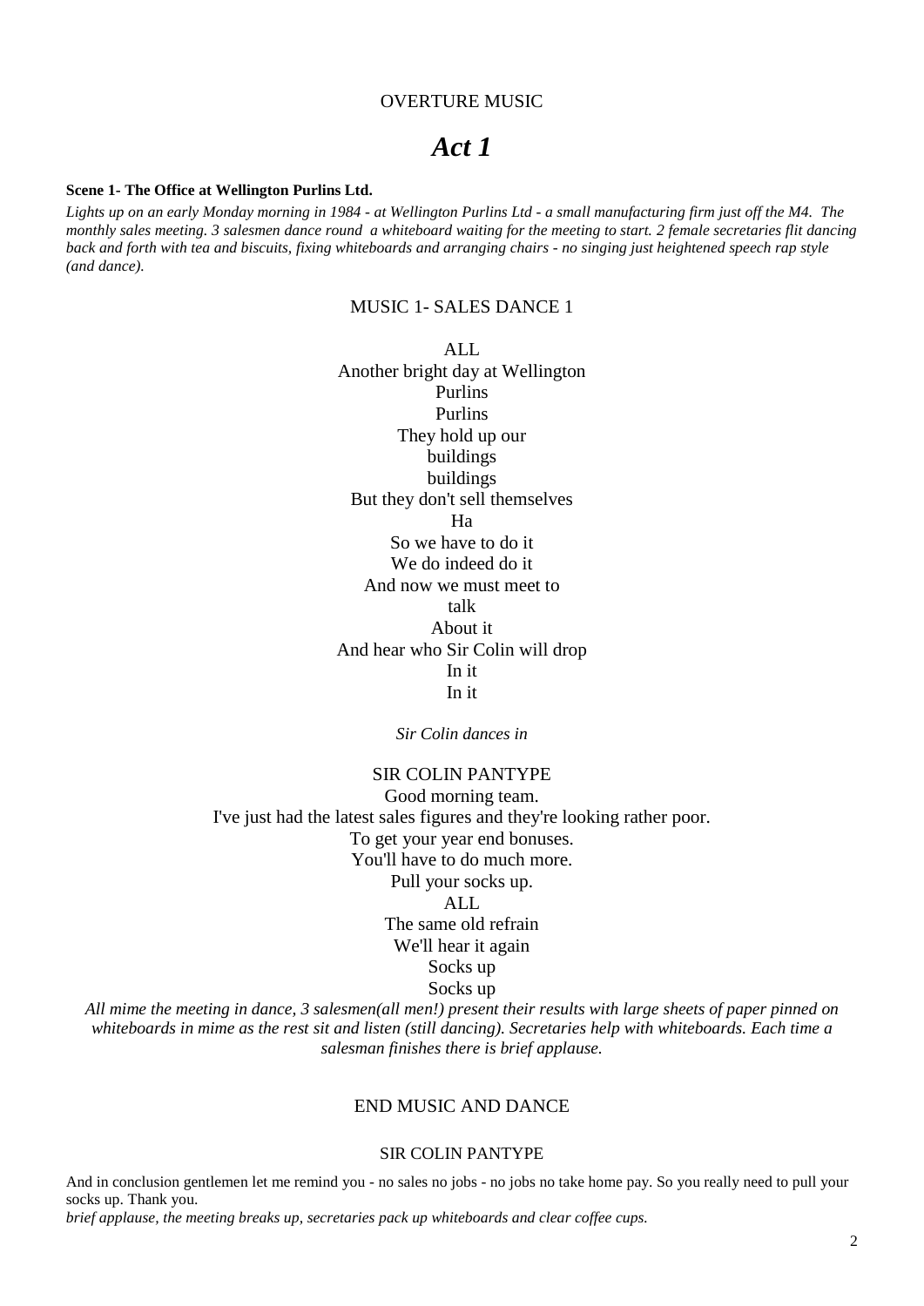OVERTURE MUSIC

# *Act 1*

**Scene 1- The Office at Wellington Purlins Ltd.**

*Lights up on an early Monday morning in 1984 - at Wellington Purlins Ltd - a small manufacturing firm just off the M4. The monthly sales meeting. 3 salesmen dance round a whiteboard waiting for the meeting to start. 2 female secretaries flit dancing back and forth with tea and biscuits, fixing whiteboards and arranging chairs - no singing just heightened speech rap style (and dance).*

MUSIC 1- SALES DANCE 1

ALL

Another bright day at Wellington
Purlins
Purlins
They hold up our
buildings
buildings
But they don't sell themselves
Ha
So we have to do it
We do indeed do it
And now we must meet to
talk
About it
And hear who Sir Colin will drop
In it
In it

*Sir Colin dances in*

SIR COLIN PANTYPE

Good morning team.
I've just had the latest sales figures and they're looking rather poor.
To get your year end bonuses.
You'll have to do much more.
Pull your socks up.

ALL

The same old refrain
We'll hear it again
Socks up
Socks up

*All mime the meeting in dance, 3 salesmen(all men!) present their results with large sheets of paper pinned on whiteboards in mime as the rest sit and listen (still dancing). Secretaries help with whiteboards. Each time a salesman finishes there is brief applause.*

END MUSIC AND DANCE

SIR COLIN PANTYPE

And in conclusion gentlemen let me remind you - no sales no jobs - no jobs no take home pay. So you really need to pull your socks up. Thank you.

*brief applause, the meeting breaks up, secretaries pack up whiteboards and clear coffee cups.*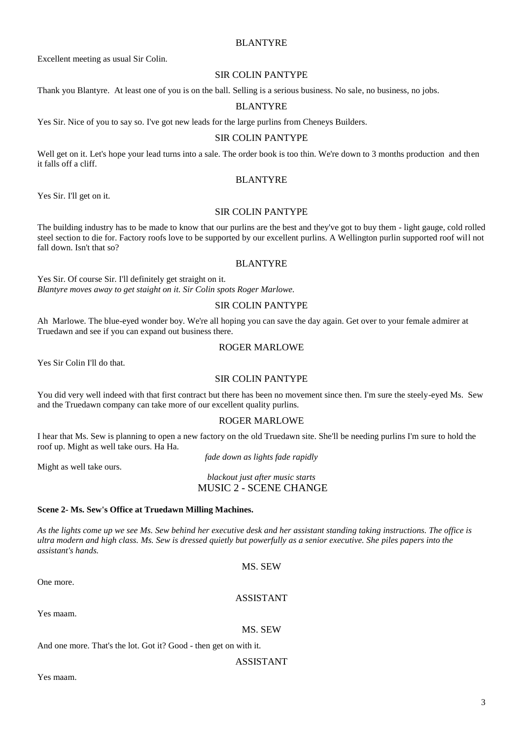BLANTYRE

Excellent meeting as usual Sir Colin.

SIR COLIN PANTYPE

Thank you Blantyre. At least one of you is on the ball. Selling is a serious business. No sale, no business, no jobs.

BLANTYRE

Yes Sir. Nice of you to say so. I've got new leads for the large purlins from Cheneys Builders.

SIR COLIN PANTYPE

Well get on it. Let's hope your lead turns into a sale. The order book is too thin. We're down to 3 months production and then it falls off a cliff.

BLANTYRE

Yes Sir. I'll get on it.

SIR COLIN PANTYPE

The building industry has to be made to know that our purlins are the best and they've got to buy them - light gauge, cold rolled steel section to die for. Factory roofs love to be supported by our excellent purlins. A Wellington purlin supported roof will not fall down. Isn't that so?

BLANTYRE

Yes Sir. Of course Sir. I'll definitely get straight on it.
*Blantyre moves away to get staight on it. Sir Colin spots Roger Marlowe.*

SIR COLIN PANTYPE

Ah Marlowe. The blue-eyed wonder boy. We're all hoping you can save the day again. Get over to your female admirer at Truedawn and see if you can expand out business there.

ROGER MARLOWE

Yes Sir Colin I'll do that.

SIR COLIN PANTYPE

You did very well indeed with that first contract but there has been no movement since then. I'm sure the steely-eyed Ms. Sew and the Truedawn company can take more of our excellent quality purlins.

ROGER MARLOWE

I hear that Ms. Sew is planning to open a new factory on the old Truedawn site. She'll be needing purlins I'm sure to hold the roof up. Might as well take ours. Ha Ha.

*fade down as lights fade rapidly*

Might as well take ours.

*blackout just after music starts*

MUSIC 2 - SCENE CHANGE

**Scene 2- Ms. Sew's Office at Truedawn Milling Machines.**

*As the lights come up we see Ms. Sew behind her executive desk and her assistant standing taking instructions. The office is ultra modern and high class. Ms. Sew is dressed quietly but powerfully as a senior executive. She piles papers into the assistant's hands.*

MS. SEW

One more.

ASSISTANT

Yes maam.

MS. SEW

And one more. That's the lot. Got it? Good - then get on with it.

ASSISTANT

Yes maam.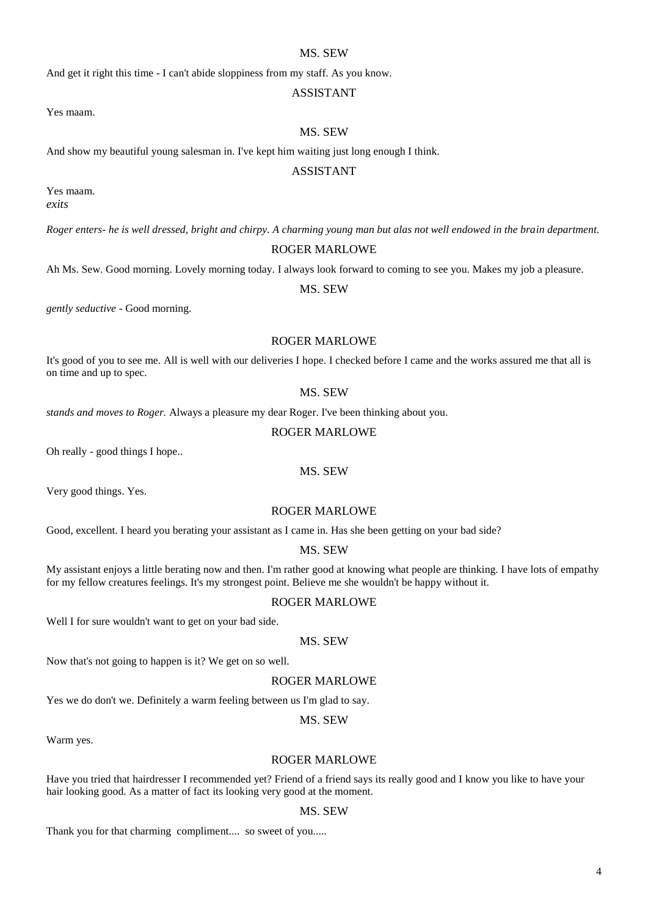MS. SEW

And get it right this time - I can't abide sloppiness from my staff. As you know.

ASSISTANT

Yes maam.

MS. SEW

And show my beautiful young salesman in. I've kept him waiting just long enough I think.

ASSISTANT

Yes maam.
*exits*

*Roger enters- he is well dressed, bright and chirpy. A charming young man but alas not well endowed in the brain department.*

ROGER MARLOWE

Ah Ms. Sew. Good morning. Lovely morning today. I always look forward to coming to see you. Makes my job a pleasure.

MS. SEW

*gently seductive* - Good morning.

ROGER MARLOWE

It's good of you to see me. All is well with our deliveries I hope. I checked before I came and the works assured me that all is on time and up to spec.

MS. SEW

*stands and moves to Roger.* Always a pleasure my dear Roger. I've been thinking about you.

ROGER MARLOWE

Oh really - good things I hope..

MS. SEW

Very good things. Yes.

ROGER MARLOWE

Good, excellent. I heard you berating your assistant as I came in. Has she been getting on your bad side?

MS. SEW

My assistant enjoys a little berating now and then. I'm rather good at knowing what people are thinking. I have lots of empathy for my fellow creatures feelings. It's my strongest point. Believe me she wouldn't be happy without it.

ROGER MARLOWE

Well I for sure wouldn't want to get on your bad side.

MS. SEW

Now that's not going to happen is it? We get on so well.

ROGER MARLOWE

Yes we do don't we. Definitely a warm feeling between us I'm glad to say.

MS. SEW

Warm yes.

ROGER MARLOWE

Have you tried that hairdresser I recommended yet? Friend of a friend says its really good and I know you like to have your hair looking good. As a matter of fact its looking very good at the moment.

MS. SEW

Thank you for that charming compliment.... so sweet of you.....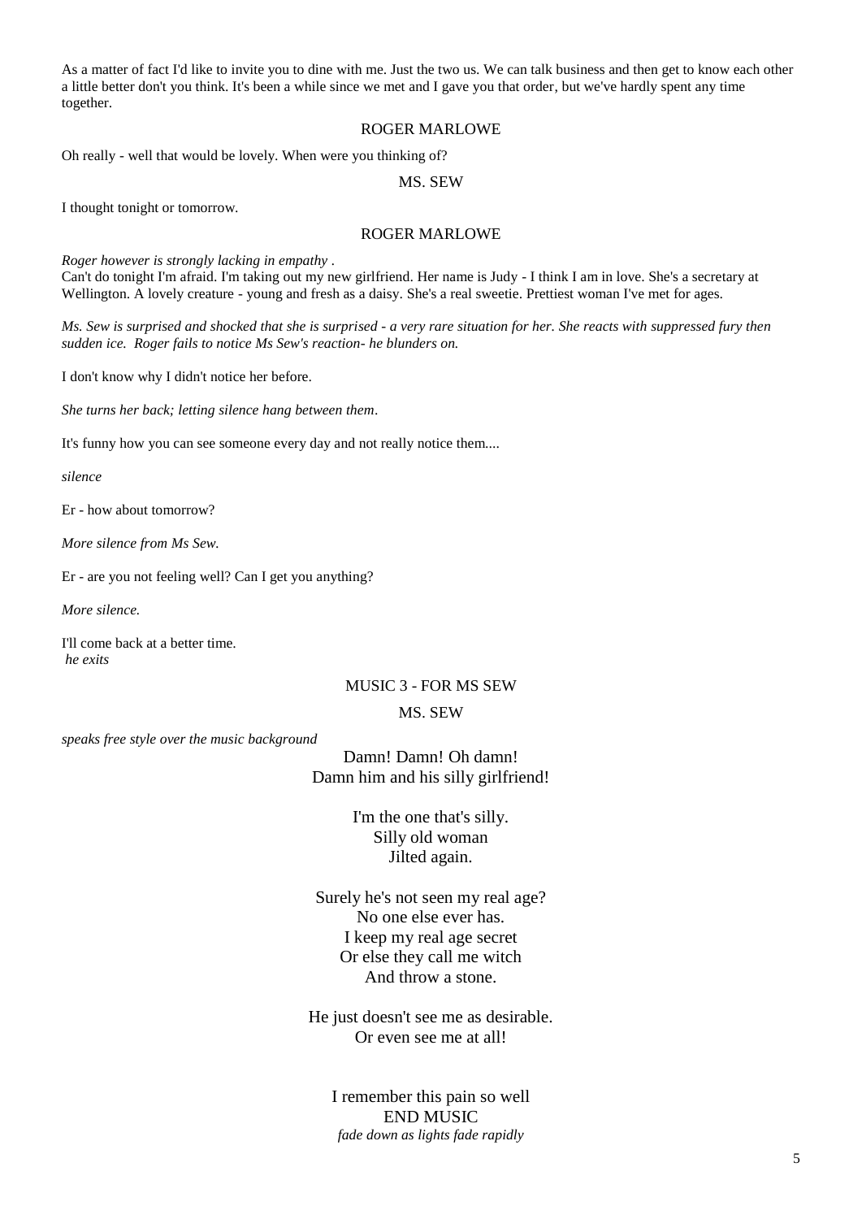As a matter of fact I'd like to invite you to dine with me. Just the two us. We can talk business and then get to know each other a little better don't you think. It's been a while since we met and I gave you that order, but we've hardly spent any time together.

ROGER MARLOWE

Oh really - well that would be lovely. When were you thinking of?

MS. SEW

I thought tonight or tomorrow.

ROGER MARLOWE

*Roger however is strongly lacking in empathy .*

Can't do tonight I'm afraid. I'm taking out my new girlfriend. Her name is Judy - I think I am in love. She's a secretary at Wellington. A lovely creature - young and fresh as a daisy. She's a real sweetie. Prettiest woman I've met for ages.

*Ms. Sew is surprised and shocked that she is surprised - a very rare situation for her. She reacts with suppressed fury then sudden ice. Roger fails to notice Ms Sew's reaction- he blunders on.*

I don't know why I didn't notice her before.

*She turns her back; letting silence hang between them.*

It's funny how you can see someone every day and not really notice them....

*silence*

Er - how about tomorrow?

*More silence from Ms Sew.*

Er - are you not feeling well? Can I get you anything?

*More silence.*

I'll come back at a better time.
*he exits*

MUSIC 3 - FOR MS SEW

MS. SEW

*speaks free style over the music background*

Damn! Damn! Oh damn!
Damn him and his silly girlfriend!

I'm the one that's silly.
Silly old woman
Jilted again.

Surely he's not seen my real age?
No one else ever has.
I keep my real age secret
Or else they call me witch
And throw a stone.

He just doesn't see me as desirable.
Or even see me at all!

I remember this pain so well
END MUSIC
*fade down as lights fade rapidly*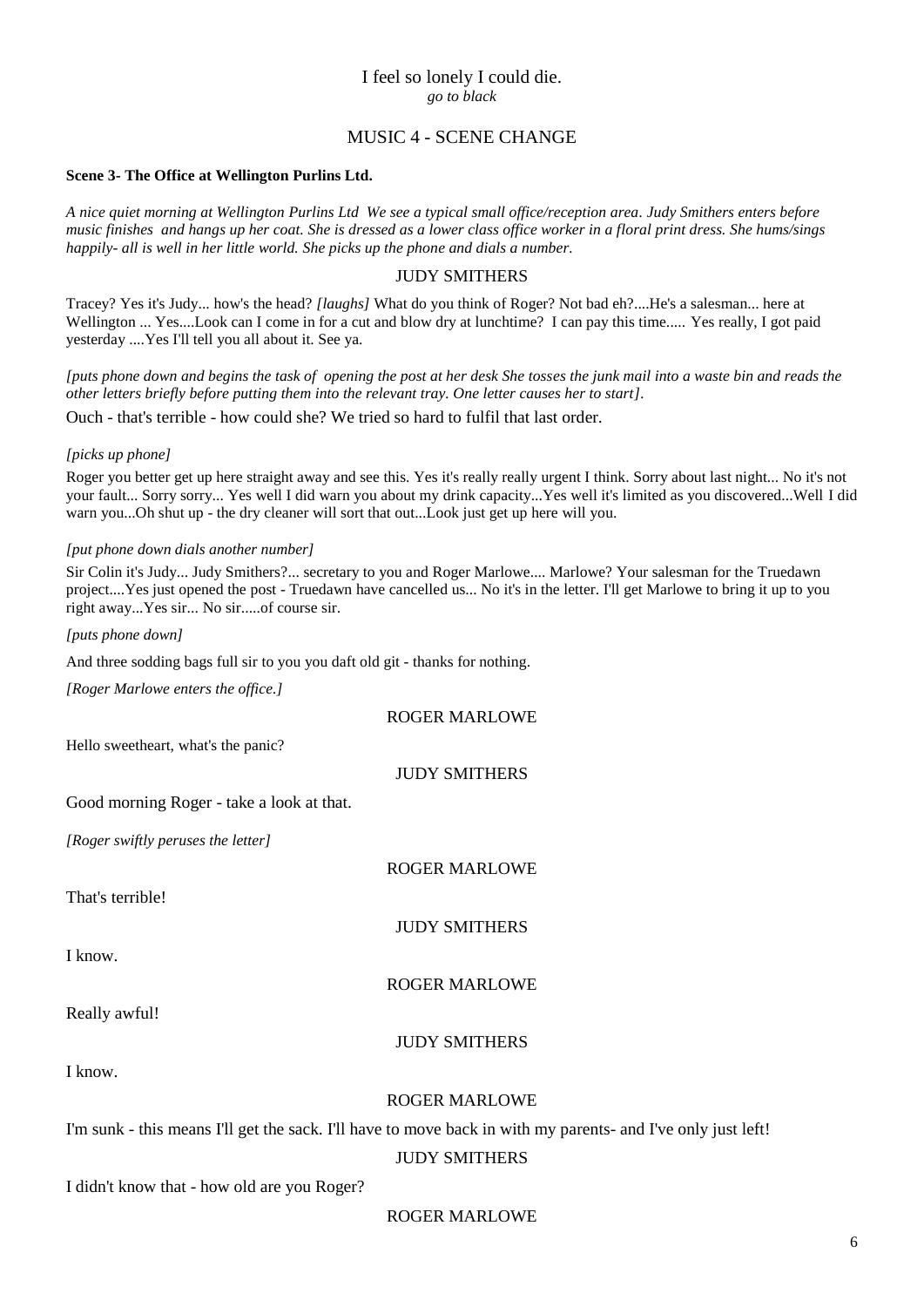I feel so lonely I could die.
*go to black*

MUSIC 4 - SCENE CHANGE

**Scene 3- The Office at Wellington Purlins Ltd.**

*A nice quiet morning at Wellington Purlins Ltd  We see a typical small office/reception area. Judy Smithers enters before music finishes  and hangs up her coat. She is dressed as a lower class office worker in a floral print dress. She hums/sings happily- all is well in her little world. She picks up the phone and dials a number.*

JUDY SMITHERS

Tracey? Yes it's Judy... how's the head? *[laughs]* What do you think of Roger? Not bad eh?....He's a salesman... here at Wellington ... Yes....Look can I come in for a cut and blow dry at lunchtime?  I can pay this time..... Yes really, I got paid yesterday ....Yes I'll tell you all about it. See ya.

*[puts phone down and begins the task of  opening the post at her desk She tosses the junk mail into a waste bin and reads the other letters briefly before putting them into the relevant tray. One letter causes her to start].*

Ouch - that's terrible - how could she? We tried so hard to fulfil that last order.

*[picks up phone]*

Roger you better get up here straight away and see this. Yes it's really really urgent I think. Sorry about last night... No it's not your fault... Sorry sorry... Yes well I did warn you about my drink capacity...Yes well it's limited as you discovered...Well I did warn you...Oh shut up - the dry cleaner will sort that out...Look just get up here will you.

*[put phone down dials another number]*

Sir Colin it's Judy... Judy Smithers?... secretary to you and Roger Marlowe.... Marlowe? Your salesman for the Truedawn project....Yes just opened the post - Truedawn have cancelled us... No it's in the letter. I'll get Marlowe to bring it up to you right away...Yes sir... No sir.....of course sir.

*[puts phone down]*

And three sodding bags full sir to you you daft old git - thanks for nothing.

*[Roger Marlowe enters the office.]*

ROGER MARLOWE

Hello sweetheart, what's the panic?

JUDY SMITHERS

Good morning Roger - take a look at that.

*[Roger swiftly peruses the letter]*

ROGER MARLOWE

That's terrible!

JUDY SMITHERS

I know.

ROGER MARLOWE

Really awful!

JUDY SMITHERS

I know.

ROGER MARLOWE

I'm sunk - this means I'll get the sack. I'll have to move back in with my parents- and I've only just left!

JUDY SMITHERS

I didn't know that - how old are you Roger?

ROGER MARLOWE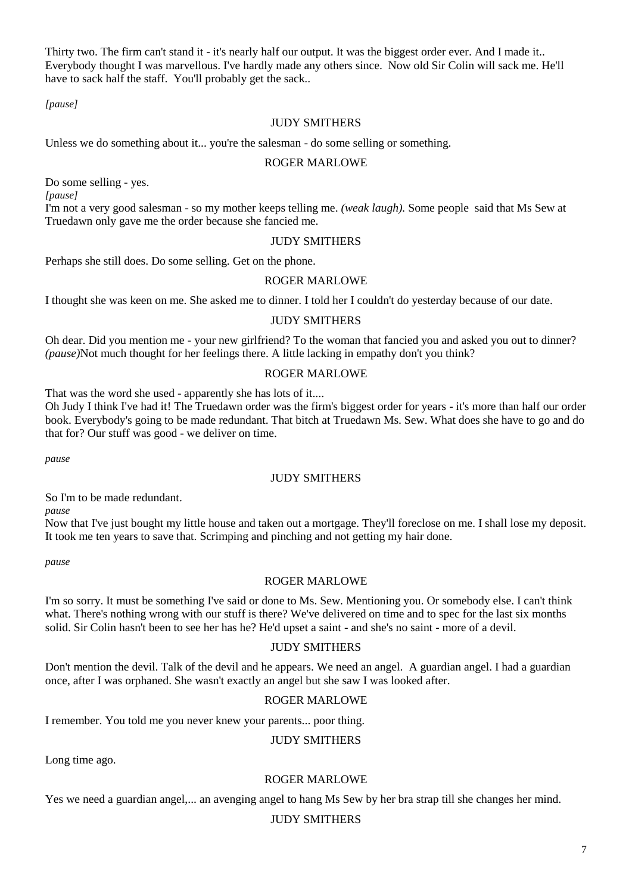Thirty two. The firm can't stand it - it's nearly half our output. It was the biggest order ever. And I made it.. Everybody thought I was marvellous. I've hardly made any others since. Now old Sir Colin will sack me. He'll have to sack half the staff. You'll probably get the sack..

*[pause]*

JUDY SMITHERS

Unless we do something about it... you're the salesman - do some selling or something.

ROGER MARLOWE

Do some selling - yes.
*[pause]*
I'm not a very good salesman - so my mother keeps telling me. *(weak laugh).* Some people said that Ms Sew at Truedawn only gave me the order because she fancied me.

JUDY SMITHERS

Perhaps she still does. Do some selling. Get on the phone.

ROGER MARLOWE

I thought she was keen on me. She asked me to dinner. I told her I couldn't do yesterday because of our date.

JUDY SMITHERS

Oh dear. Did you mention me - your new girlfriend? To the woman that fancied you and asked you out to dinner? *(pause)*Not much thought for her feelings there. A little lacking in empathy don't you think?

ROGER MARLOWE

That was the word she used - apparently she has lots of it....
Oh Judy I think I've had it! The Truedawn order was the firm's biggest order for years - it's more than half our order book. Everybody's going to be made redundant. That bitch at Truedawn Ms. Sew. What does she have to go and do that for? Our stuff was good - we deliver on time.

*pause*

JUDY SMITHERS

So I'm to be made redundant.
*pause*
Now that I've just bought my little house and taken out a mortgage. They'll foreclose on me. I shall lose my deposit. It took me ten years to save that. Scrimping and pinching and not getting my hair done.

*pause*

ROGER MARLOWE

I'm so sorry. It must be something I've said or done to Ms. Sew. Mentioning you. Or somebody else. I can't think what. There's nothing wrong with our stuff is there? We've delivered on time and to spec for the last six months solid. Sir Colin hasn't been to see her has he? He'd upset a saint - and she's no saint - more of a devil.

JUDY SMITHERS

Don't mention the devil. Talk of the devil and he appears. We need an angel. A guardian angel. I had a guardian once, after I was orphaned. She wasn't exactly an angel but she saw I was looked after.

ROGER MARLOWE

I remember. You told me you never knew your parents... poor thing.

JUDY SMITHERS

Long time ago.

ROGER MARLOWE

Yes we need a guardian angel,... an avenging angel to hang Ms Sew by her bra strap till she changes her mind.

JUDY SMITHERS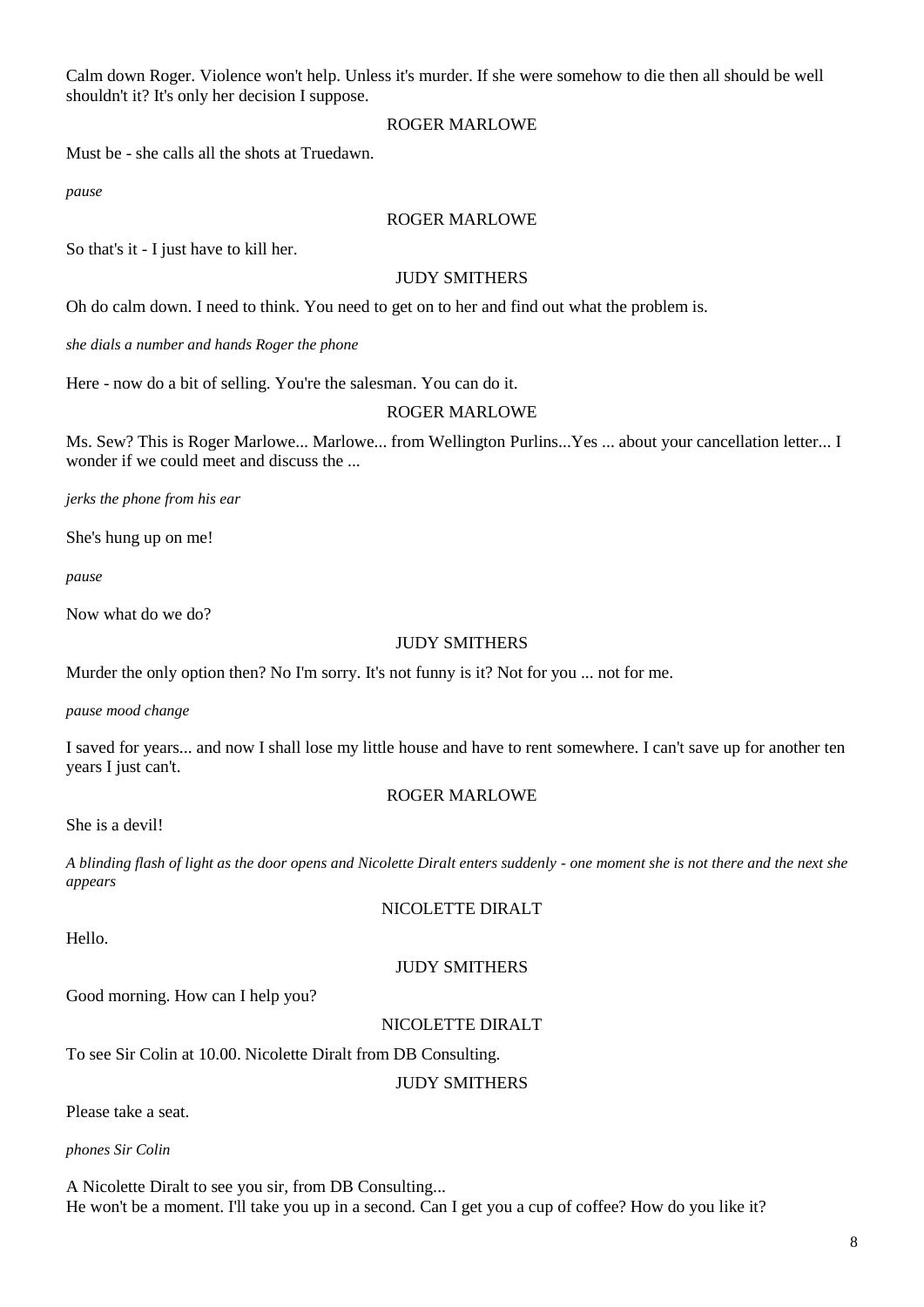Calm down Roger. Violence won't help. Unless it's murder. If she were somehow to die then all should be well shouldn't it? It's only her decision I suppose.

ROGER MARLOWE

Must be - she calls all the shots at Truedawn.

*pause*

ROGER MARLOWE

So that's it - I just have to kill her.

JUDY SMITHERS

Oh do calm down. I need to think. You need to get on to her and find out what the problem is.

*she dials a number and hands Roger the phone*

Here - now do a bit of selling. You're the salesman. You can do it.

ROGER MARLOWE

Ms. Sew? This is Roger Marlowe... Marlowe... from Wellington Purlins...Yes ... about your cancellation letter... I wonder if we could meet and discuss the ...

*jerks the phone from his ear*

She's hung up on me!

*pause*

Now what do we do?

JUDY SMITHERS

Murder the only option then? No I'm sorry. It's not funny is it? Not for you ... not for me.

*pause mood change*

I saved for years... and now I shall lose my little house and have to rent somewhere. I can't save up for another ten years I just can't.

ROGER MARLOWE

She is a devil!

*A blinding flash of light as the door opens and Nicolette Diralt enters suddenly - one moment she is not there and the next she appears*

NICOLETTE DIRALT

Hello.

JUDY SMITHERS

Good morning. How can I help you?

NICOLETTE DIRALT

To see Sir Colin at 10.00. Nicolette Diralt from DB Consulting.

JUDY SMITHERS

Please take a seat.

*phones Sir Colin*

A Nicolette Diralt to see you sir, from DB Consulting...
He won't be a moment. I'll take you up in a second. Can I get you a cup of coffee? How do you like it?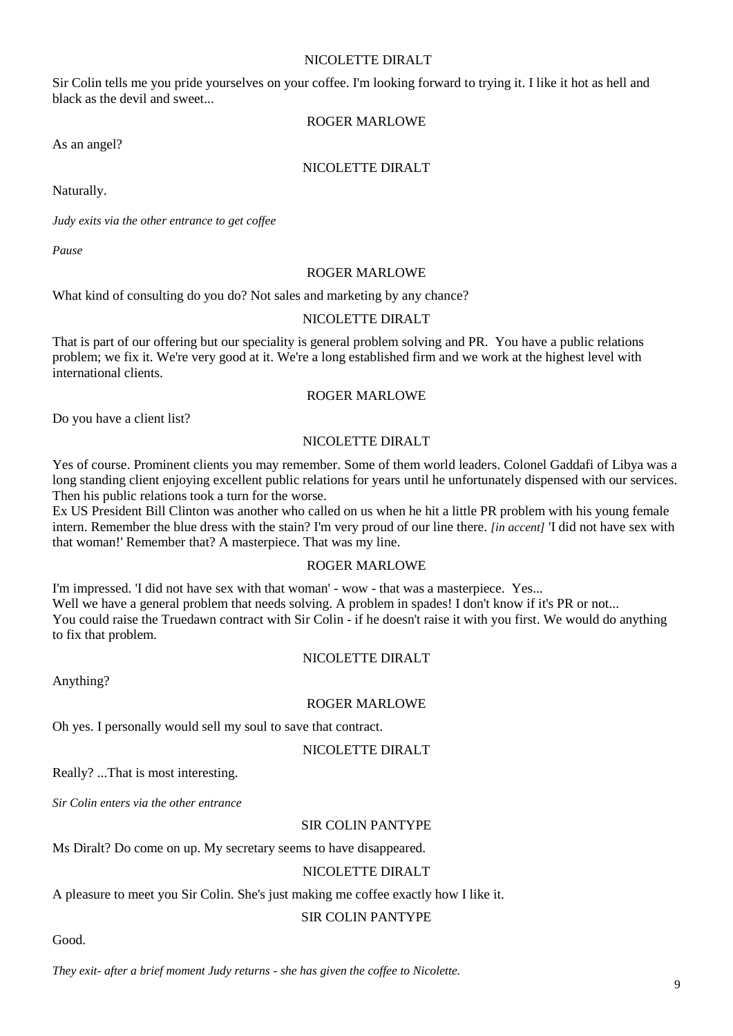NICOLETTE DIRALT

Sir Colin tells me you pride yourselves on your coffee. I'm looking forward to trying it. I like it hot as hell and black as the devil and sweet...

ROGER MARLOWE

As an angel?

NICOLETTE DIRALT

Naturally.

*Judy exits via the other entrance to get coffee*

*Pause*

ROGER MARLOWE

What kind of consulting do you do? Not sales and marketing by any chance?

NICOLETTE DIRALT

That is part of our offering but our speciality is general problem solving and PR. You have a public relations problem; we fix it. We're very good at it. We're a long established firm and we work at the highest level with international clients.

ROGER MARLOWE

Do you have a client list?

NICOLETTE DIRALT

Yes of course. Prominent clients you may remember. Some of them world leaders. Colonel Gaddafi of Libya was a long standing client enjoying excellent public relations for years until he unfortunately dispensed with our services. Then his public relations took a turn for the worse.
Ex US President Bill Clinton was another who called on us when he hit a little PR problem with his young female intern. Remember the blue dress with the stain? I'm very proud of our line there. *[in accent]* 'I did not have sex with that woman!' Remember that? A masterpiece. That was my line.

ROGER MARLOWE

I'm impressed. 'I did not have sex with that woman' - wow - that was a masterpiece. Yes...
Well we have a general problem that needs solving. A problem in spades! I don't know if it's PR or not...
You could raise the Truedawn contract with Sir Colin - if he doesn't raise it with you first. We would do anything to fix that problem.

NICOLETTE DIRALT

Anything?

ROGER MARLOWE

Oh yes. I personally would sell my soul to save that contract.

NICOLETTE DIRALT

Really? ...That is most interesting.

*Sir Colin enters via the other entrance*

SIR COLIN PANTYPE

Ms Diralt? Do come on up. My secretary seems to have disappeared.

NICOLETTE DIRALT

A pleasure to meet you Sir Colin. She's just making me coffee exactly how I like it.

SIR COLIN PANTYPE

Good.

*They exit- after a brief moment Judy returns - she has given the coffee to Nicolette.*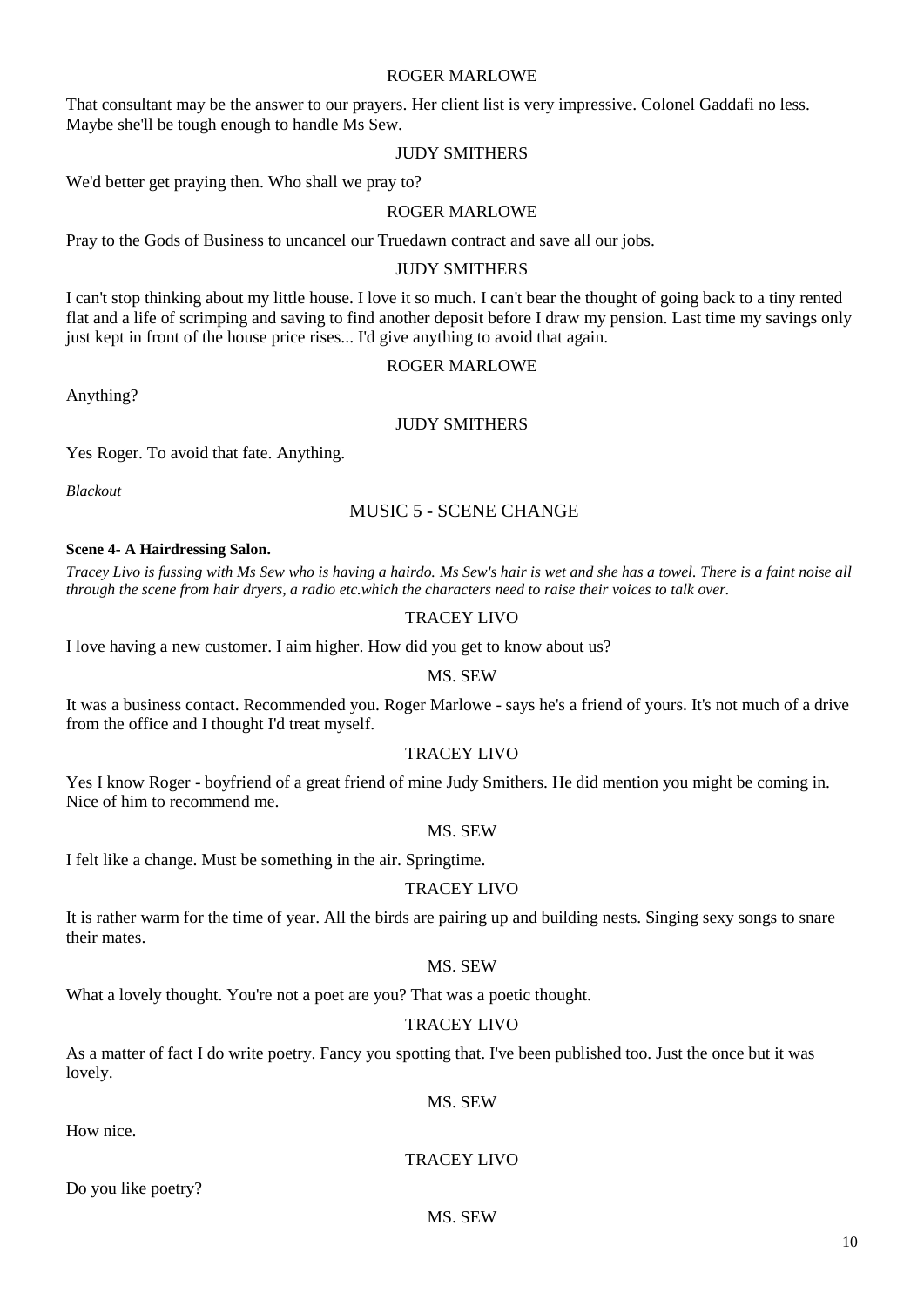ROGER MARLOWE

That consultant may be the answer to our prayers. Her client list is very impressive. Colonel Gaddafi no less. Maybe she'll be tough enough to handle Ms Sew.

JUDY SMITHERS

We'd better get praying then. Who shall we pray to?

ROGER MARLOWE

Pray to the Gods of Business to uncancel our Truedawn contract and save all our jobs.

JUDY SMITHERS

I can't stop thinking about my little house. I love it so much. I can't bear the thought of going back to a tiny rented flat and a life of scrimping and saving to find another deposit before I draw my pension. Last time my savings only just kept in front of the house price rises... I'd give anything to avoid that again.

ROGER MARLOWE

Anything?

JUDY SMITHERS

Yes Roger. To avoid that fate. Anything.

*Blackout*

MUSIC 5 - SCENE CHANGE

**Scene 4- A Hairdressing Salon.**

*Tracey Livo is fussing with Ms Sew who is having a hairdo. Ms Sew's hair is wet and she has a towel. There is a faint noise all through the scene from hair dryers, a radio etc.which the characters need to raise their voices to talk over.*

TRACEY LIVO

I love having a new customer. I aim higher. How did you get to know about us?

MS. SEW

It was a business contact. Recommended you. Roger Marlowe - says he's a friend of yours. It's not much of a drive from the office and I thought I'd treat myself.

TRACEY LIVO

Yes I know Roger - boyfriend of a great friend of mine Judy Smithers. He did mention you might be coming in. Nice of him to recommend me.

MS. SEW

I felt like a change. Must be something in the air. Springtime.

TRACEY LIVO

It is rather warm for the time of year. All the birds are pairing up and building nests. Singing sexy songs to snare their mates.

MS. SEW

What a lovely thought. You're not a poet are you? That was a poetic thought.

TRACEY LIVO

As a matter of fact I do write poetry. Fancy you spotting that. I've been published too. Just the once but it was lovely.

MS. SEW

How nice.

TRACEY LIVO

Do you like poetry?

MS. SEW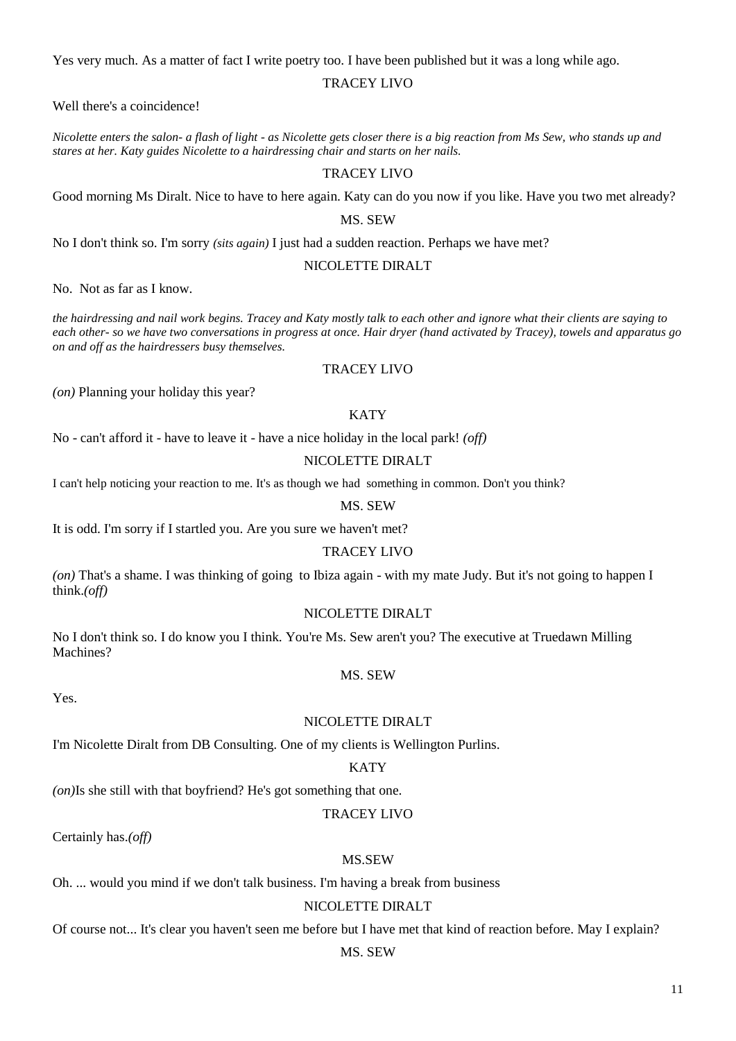Yes very much. As a matter of fact I write poetry too. I have been published but it was a long while ago.

TRACEY LIVO

Well there's a coincidence!

*Nicolette enters the salon- a flash of light - as Nicolette gets closer there is a big reaction from Ms Sew, who stands up and stares at her. Katy guides Nicolette to a hairdressing chair and starts on her nails.*

TRACEY LIVO

Good morning Ms Diralt. Nice to have to here again. Katy can do you now if you like. Have you two met already?

MS. SEW

No I don't think so. I'm sorry *(sits again)* I just had a sudden reaction. Perhaps we have met?

NICOLETTE DIRALT

No. Not as far as I know.

*the hairdressing and nail work begins. Tracey and Katy mostly talk to each other and ignore what their clients are saying to each other- so we have two conversations in progress at once. Hair dryer (hand activated by Tracey), towels and apparatus go on and off as the hairdressers busy themselves.*

TRACEY LIVO

*(on)* Planning your holiday this year?

KATY

No - can't afford it - have to leave it - have a nice holiday in the local park! *(off)*

NICOLETTE DIRALT

I can't help noticing your reaction to me. It's as though we had something in common. Don't you think?

MS. SEW

It is odd. I'm sorry if I startled you. Are you sure we haven't met?

TRACEY LIVO

*(on)* That's a shame. I was thinking of going to Ibiza again - with my mate Judy. But it's not going to happen I think.*(off)*

NICOLETTE DIRALT

No I don't think so. I do know you I think. You're Ms. Sew aren't you? The executive at Truedawn Milling Machines?

MS. SEW

Yes.

NICOLETTE DIRALT

I'm Nicolette Diralt from DB Consulting. One of my clients is Wellington Purlins.

KATY

*(on)*Is she still with that boyfriend? He's got something that one.

TRACEY LIVO

Certainly has.*(off)*

MS.SEW

Oh. ... would you mind if we don't talk business. I'm having a break from business

NICOLETTE DIRALT

Of course not... It's clear you haven't seen me before but I have met that kind of reaction before. May I explain?

MS. SEW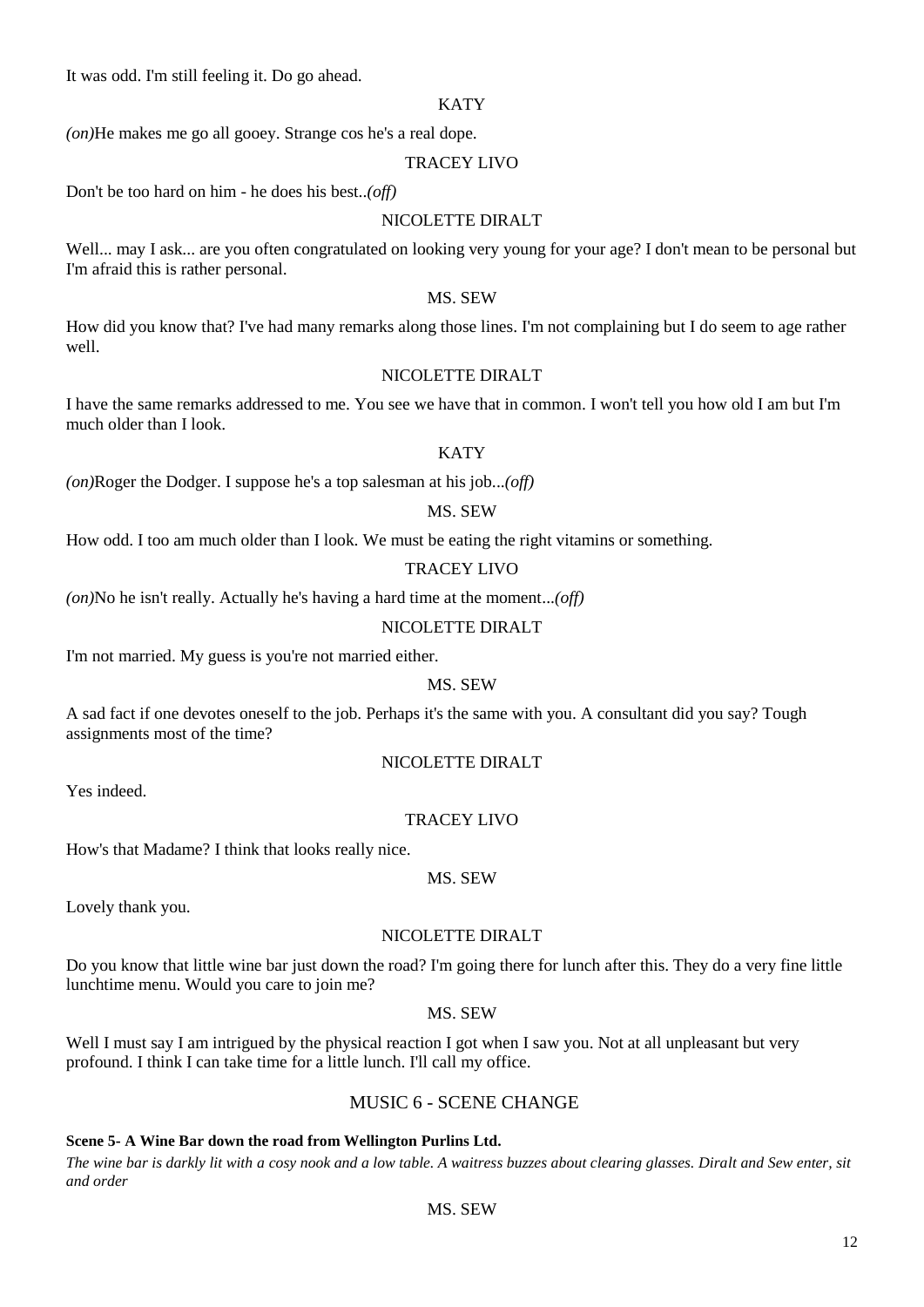It was odd. I'm still feeling it. Do go ahead.

KATY

*(on)*He makes me go all gooey. Strange cos he's a real dope.

TRACEY LIVO

Don't be too hard on him - he does his best..*(off)*

NICOLETTE DIRALT

Well... may I ask... are you often congratulated on looking very young for your age? I don't mean to be personal but I'm afraid this is rather personal.

MS. SEW

How did you know that? I've had many remarks along those lines. I'm not complaining but I do seem to age rather well.

NICOLETTE DIRALT

I have the same remarks addressed to me. You see we have that in common. I won't tell you how old I am but I'm much older than I look.

KATY

*(on)*Roger the Dodger. I suppose he's a top salesman at his job...*(off)*

MS. SEW

How odd. I too am much older than I look. We must be eating the right vitamins or something.

TRACEY LIVO

*(on)*No he isn't really. Actually he's having a hard time at the moment...*(off)*

NICOLETTE DIRALT

I'm not married. My guess is you're not married either.

MS. SEW

A sad fact if one devotes oneself to the job. Perhaps it's the same with you. A consultant did you say? Tough assignments most of the time?

NICOLETTE DIRALT

Yes indeed.

TRACEY LIVO

How's that Madame? I think that looks really nice.

MS. SEW

Lovely thank you.

NICOLETTE DIRALT

Do you know that little wine bar just down the road? I'm going there for lunch after this. They do a very fine little lunchtime menu. Would you care to join me?

MS. SEW

Well I must say I am intrigued by the physical reaction I got when I saw you. Not at all unpleasant but very profound. I think I can take time for a little lunch. I'll call my office.

MUSIC 6 - SCENE CHANGE

**Scene 5- A Wine Bar down the road from Wellington Purlins Ltd.**

*The wine bar is darkly lit with a cosy nook and a low table. A waitress buzzes about clearing glasses. Diralt and Sew enter, sit and order*

MS. SEW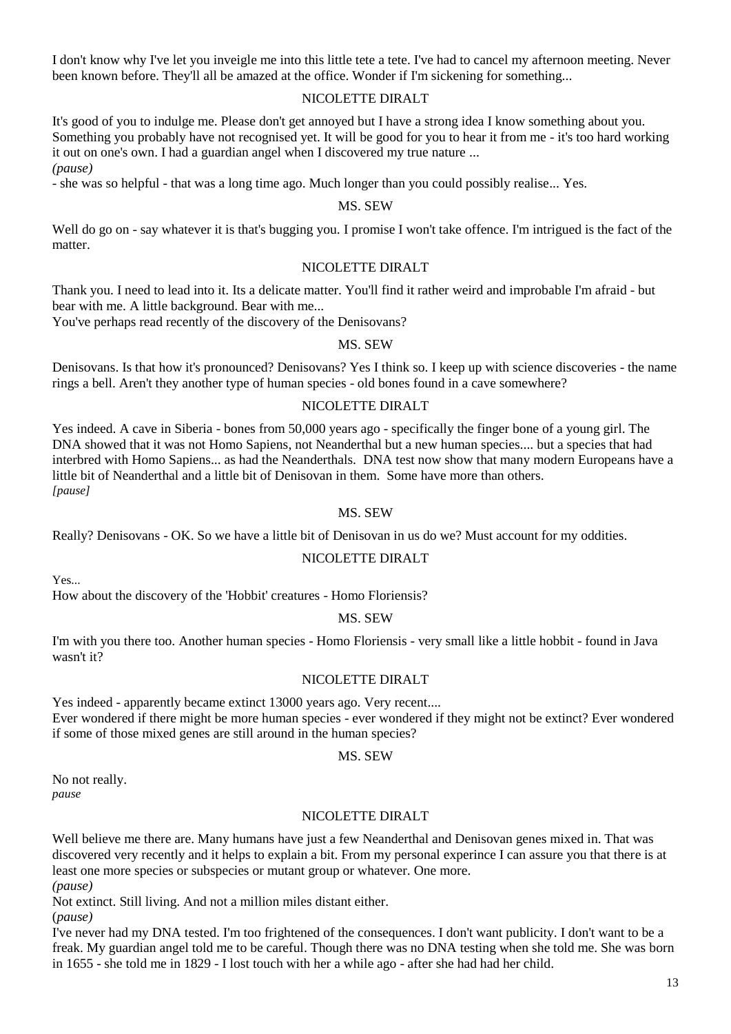I don't know why I've let you inveigle me into this little tete a tete. I've had to cancel my afternoon meeting. Never been known before. They'll all be amazed at the office. Wonder if I'm sickening for something...

NICOLETTE DIRALT

It's good of you to indulge me. Please don't get annoyed but I have a strong idea I know something about you. Something you probably have not recognised yet. It will be good for you to hear it from me - it's too hard working it out on one's own. I had a guardian angel when I discovered my true nature ...
*(pause)*
- she was so helpful - that was a long time ago. Much longer than you could possibly realise... Yes.

MS. SEW

Well do go on - say whatever it is that's bugging you. I promise I won't take offence. I'm intrigued is the fact of the matter.

NICOLETTE DIRALT

Thank you. I need to lead into it. Its a delicate matter. You'll find it rather weird and improbable I'm afraid - but bear with me. A little background. Bear with me...
You've perhaps read recently of the discovery of the Denisovans?

MS. SEW

Denisovans. Is that how it's pronounced? Denisovans? Yes I think so. I keep up with science discoveries - the name rings a bell. Aren't they another type of human species - old bones found in a cave somewhere?

NICOLETTE DIRALT

Yes indeed. A cave in Siberia - bones from 50,000 years ago - specifically the finger bone of a young girl. The DNA showed that it was not Homo Sapiens, not Neanderthal but a new human species.... but a species that had interbred with Homo Sapiens... as had the Neanderthals. DNA test now show that many modern Europeans have a little bit of Neanderthal and a little bit of Denisovan in them. Some have more than others.
*[pause]*

MS. SEW

Really? Denisovans - OK. So we have a little bit of Denisovan in us do we? Must account for my oddities.

NICOLETTE DIRALT

Yes...
How about the discovery of the 'Hobbit' creatures - Homo Floriensis?

MS. SEW

I'm with you there too. Another human species - Homo Floriensis - very small like a little hobbit - found in Java wasn't it?

NICOLETTE DIRALT

Yes indeed - apparently became extinct 13000 years ago. Very recent....
Ever wondered if there might be more human species - ever wondered if they might not be extinct? Ever wondered if some of those mixed genes are still around in the human species?

MS. SEW

No not really.
*pause*

NICOLETTE DIRALT

Well believe me there are. Many humans have just a few Neanderthal and Denisovan genes mixed in. That was discovered very recently and it helps to explain a bit. From my personal experince I can assure you that there is at least one more species or subspecies or mutant group or whatever. One more.
*(pause)*
Not extinct. Still living. And not a million miles distant either.
(*pause)*
I've never had my DNA tested. I'm too frightened of the consequences. I don't want publicity. I don't want to be a freak. My guardian angel told me to be careful. Though there was no DNA testing when she told me. She was born in 1655 - she told me in 1829 - I lost touch with her a while ago - after she had had her child.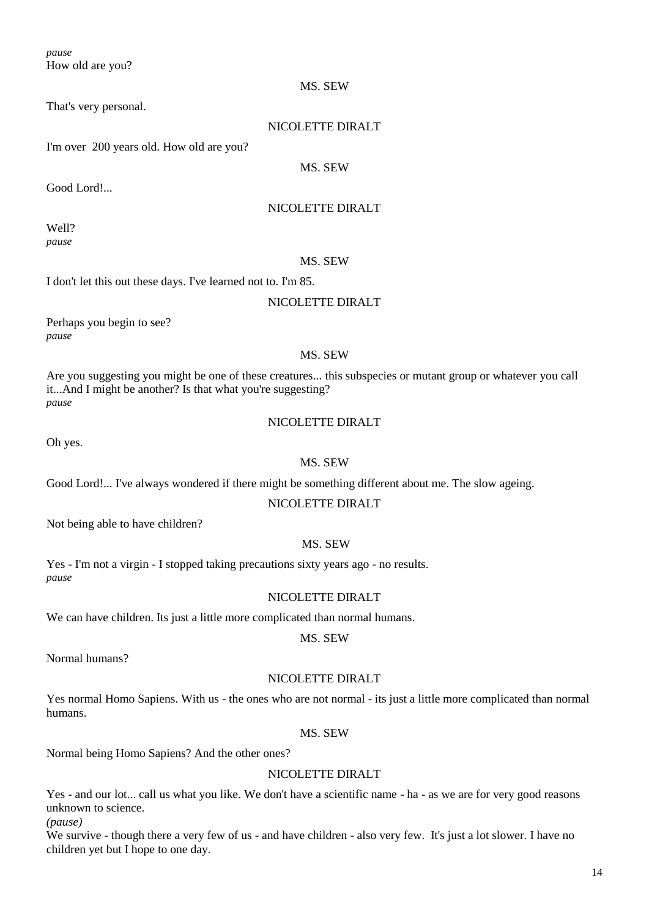*pause*
How old are you?

MS. SEW

That's very personal.

NICOLETTE DIRALT

I'm over 200 years old. How old are you?

MS. SEW

Good Lord!...

NICOLETTE DIRALT

Well?
*pause*

MS. SEW

I don't let this out these days. I've learned not to. I'm 85.

NICOLETTE DIRALT

Perhaps you begin to see?
*pause*

MS. SEW

Are you suggesting you might be one of these creatures... this subspecies or mutant group or whatever you call it...And I might be another? Is that what you're suggesting?
*pause*

NICOLETTE DIRALT

Oh yes.

MS. SEW

Good Lord!... I've always wondered if there might be something different about me. The slow ageing.

NICOLETTE DIRALT

Not being able to have children?

MS. SEW

Yes - I'm not a virgin - I stopped taking precautions sixty years ago - no results.
*pause*

NICOLETTE DIRALT

We can have children. Its just a little more complicated than normal humans.

MS. SEW

Normal humans?

NICOLETTE DIRALT

Yes normal Homo Sapiens. With us - the ones who are not normal - its just a little more complicated than normal humans.

MS. SEW

Normal being Homo Sapiens? And the other ones?

NICOLETTE DIRALT

Yes - and our lot... call us what you like. We don't have a scientific name - ha - as we are for very good reasons unknown to science.
*(pause)*
We survive - though there a very few of us - and have children - also very few. It's just a lot slower. I have no children yet but I hope to one day.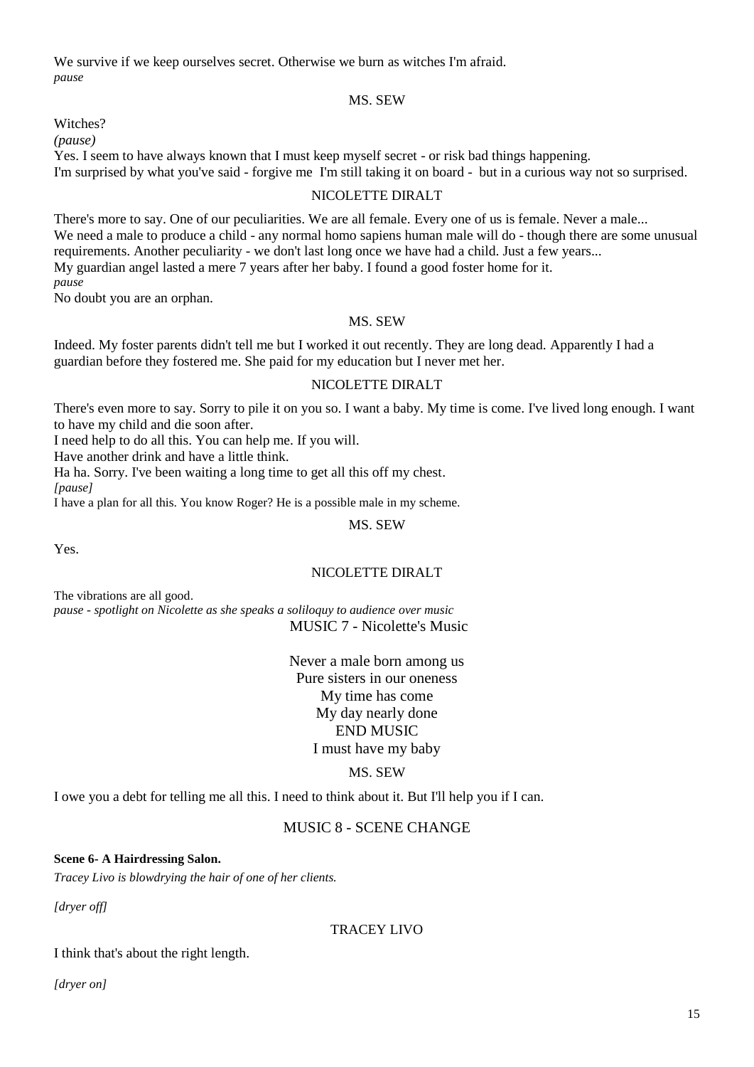We survive if we keep ourselves secret. Otherwise we burn as witches I'm afraid.
*pause*

MS. SEW

Witches?
*(pause)*
Yes. I seem to have always known that I must keep myself secret - or risk bad things happening.
I'm surprised by what you've said - forgive me  I'm still taking it on board -  but in a curious way not so surprised.

NICOLETTE DIRALT

There's more to say. One of our peculiarities. We are all female. Every one of us is female. Never a male...
We need a male to produce a child - any normal homo sapiens human male will do - though there are some unusual requirements. Another peculiarity - we don't last long once we have had a child. Just a few years...
My guardian angel lasted a mere 7 years after her baby. I found a good foster home for it.
*pause*
No doubt you are an orphan.

MS. SEW

Indeed. My foster parents didn't tell me but I worked it out recently. They are long dead. Apparently I had a guardian before they fostered me. She paid for my education but I never met her.

NICOLETTE DIRALT

There's even more to say. Sorry to pile it on you so. I want a baby. My time is come. I've lived long enough. I want to have my child and die soon after.
I need help to do all this. You can help me. If you will.
Have another drink and have a little think.
Ha ha. Sorry. I've been waiting a long time to get all this off my chest.
*[pause]*
I have a plan for all this. You know Roger? He is a possible male in my scheme.

MS. SEW

Yes.

NICOLETTE DIRALT

The vibrations are all good.
*pause - spotlight on Nicolette as she speaks a soliloquy to audience over music*
MUSIC 7 - Nicolette's Music

Never a male born among us
Pure sisters in our oneness
My time has come
My day nearly done
END MUSIC
I must have my baby

MS. SEW

I owe you a debt for telling me all this. I need to think about it. But I'll help you if I can.

MUSIC 8 - SCENE CHANGE

**Scene 6- A Hairdressing Salon.**

*Tracey Livo is blowdrying the hair of one of her clients.*

*[dryer off]*

TRACEY LIVO

I think that's about the right length.

*[dryer on]*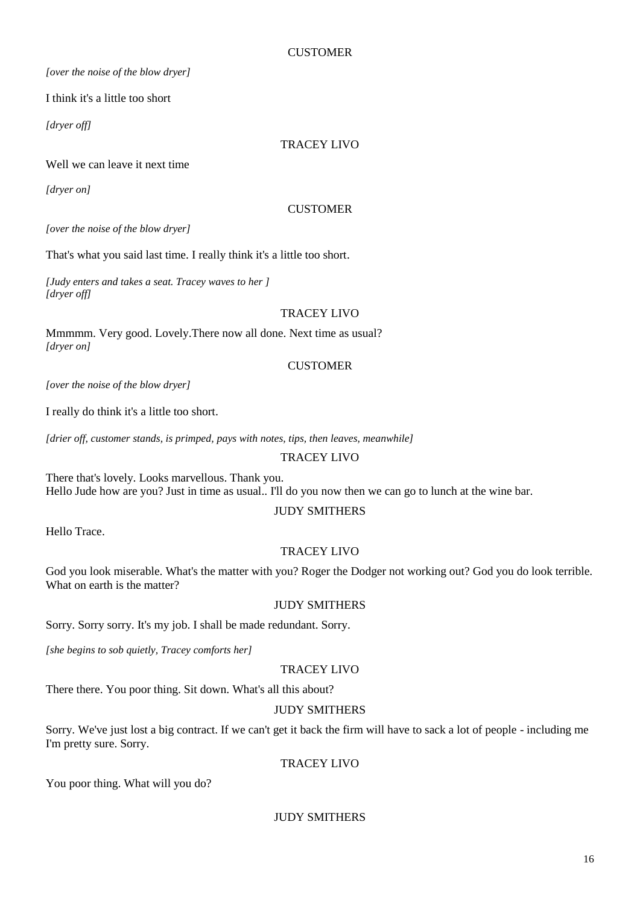CUSTOMER

*[over the noise of the blow dryer]*

I think it's a little too short

*[dryer off]*

TRACEY LIVO

Well we can leave it next time

*[dryer on]*

CUSTOMER

*[over the noise of the blow dryer]*

That's what you said last time. I really think it's a little too short.

*[Judy enters and takes a seat. Tracey waves to her ]*
*[dryer off]*

TRACEY LIVO

Mmmmm. Very good. Lovely.There now all done. Next time as usual?
*[dryer on]*

CUSTOMER

*[over the noise of the blow dryer]*

I really do think it's a little too short.

*[drier off, customer stands, is primped, pays with notes, tips, then leaves, meanwhile]*

TRACEY LIVO

There that's lovely. Looks marvellous. Thank you.
Hello Jude how are you? Just in time as usual.. I'll do you now then we can go to lunch at the wine bar.

JUDY SMITHERS

Hello Trace.

TRACEY LIVO

God you look miserable. What's the matter with you? Roger the Dodger not working out? God you do look terrible. What on earth is the matter?

JUDY SMITHERS

Sorry. Sorry sorry. It's my job. I shall be made redundant. Sorry.

*[she begins to sob quietly, Tracey comforts her]*

TRACEY LIVO

There there. You poor thing. Sit down. What's all this about?

JUDY SMITHERS

Sorry. We've just lost a big contract. If we can't get it back the firm will have to sack a lot of people - including me I'm pretty sure. Sorry.

TRACEY LIVO

You poor thing. What will you do?

JUDY SMITHERS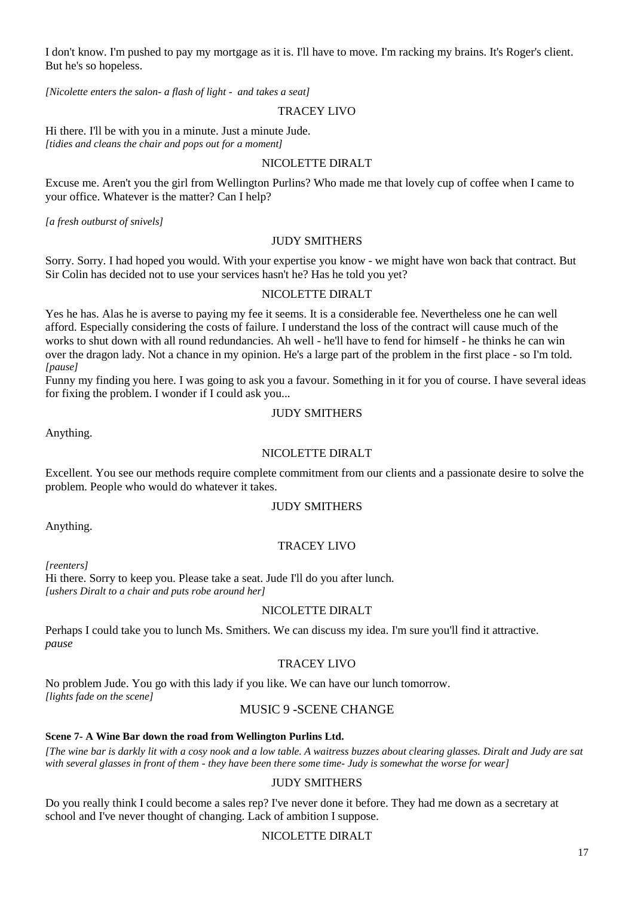I don't know. I'm pushed to pay my mortgage as it is. I'll have to move. I'm racking my brains. It's Roger's client. But he's so hopeless.

*[Nicolette enters the salon- a flash of light - and takes a seat]*

TRACEY LIVO

Hi there. I'll be with you in a minute. Just a minute Jude.
*[tidies and cleans the chair and pops out for a moment]*

NICOLETTE DIRALT

Excuse me. Aren't you the girl from Wellington Purlins? Who made me that lovely cup of coffee when I came to your office. Whatever is the matter? Can I help?

*[a fresh outburst of snivels]*

JUDY SMITHERS

Sorry. Sorry. I had hoped you would. With your expertise you know - we might have won back that contract. But Sir Colin has decided not to use your services hasn't he? Has he told you yet?

NICOLETTE DIRALT

Yes he has. Alas he is averse to paying my fee it seems. It is a considerable fee. Nevertheless one he can well afford. Especially considering the costs of failure. I understand the loss of the contract will cause much of the works to shut down with all round redundancies. Ah well - he'll have to fend for himself - he thinks he can win over the dragon lady. Not a chance in my opinion. He's a large part of the problem in the first place - so I'm told.
*[pause]*
Funny my finding you here. I was going to ask you a favour. Something in it for you of course. I have several ideas for fixing the problem. I wonder if I could ask you...

JUDY SMITHERS

Anything.

NICOLETTE DIRALT

Excellent. You see our methods require complete commitment from our clients and a passionate desire to solve the problem. People who would do whatever it takes.

JUDY SMITHERS

Anything.

TRACEY LIVO

*[reenters]*
Hi there. Sorry to keep you. Please take a seat. Jude I'll do you after lunch.
*[ushers Diralt to a chair and puts robe around her]*

NICOLETTE DIRALT

Perhaps I could take you to lunch Ms. Smithers. We can discuss my idea. I'm sure you'll find it attractive.
*pause*

TRACEY LIVO

No problem Jude. You go with this lady if you like. We can have our lunch tomorrow.
*[lights fade on the scene]*

MUSIC 9 -SCENE CHANGE

**Scene 7- A Wine Bar down the road from Wellington Purlins Ltd.**

*[The wine bar is darkly lit with a cosy nook and a low table. A waitress buzzes about clearing glasses. Diralt and Judy are sat with several glasses in front of them - they have been there some time- Judy is somewhat the worse for wear]*

JUDY SMITHERS

Do you really think I could become a sales rep? I've never done it before. They had me down as a secretary at school and I've never thought of changing. Lack of ambition I suppose.

NICOLETTE DIRALT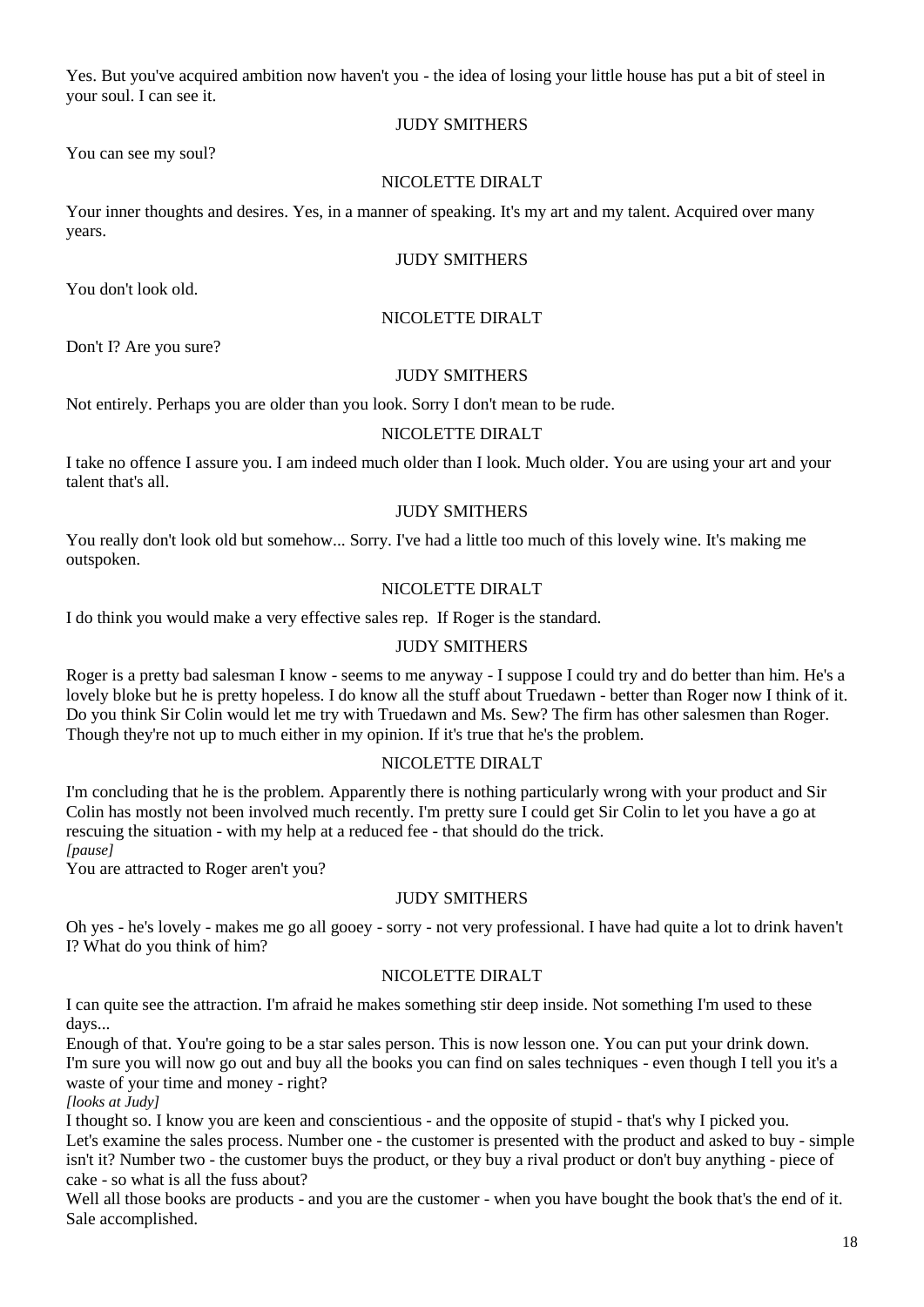Yes. But you've acquired ambition now haven't you - the idea of losing your little house has put a bit of steel in your soul. I can see it.

JUDY SMITHERS

You can see my soul?

NICOLETTE DIRALT

Your inner thoughts and desires. Yes, in a manner of speaking. It's my art and my talent. Acquired over many years.

JUDY SMITHERS

You don't look old.

NICOLETTE DIRALT

Don't I? Are you sure?

JUDY SMITHERS

Not entirely. Perhaps you are older than you look. Sorry I don't mean to be rude.

NICOLETTE DIRALT

I take no offence I assure you. I am indeed much older than I look. Much older. You are using your art and your talent that's all.

JUDY SMITHERS

You really don't look old but somehow... Sorry. I've had a little too much of this lovely wine. It's making me outspoken.

NICOLETTE DIRALT

I do think you would make a very effective sales rep. If Roger is the standard.

JUDY SMITHERS

Roger is a pretty bad salesman I know - seems to me anyway - I suppose I could try and do better than him. He's a lovely bloke but he is pretty hopeless. I do know all the stuff about Truedawn - better than Roger now I think of it. Do you think Sir Colin would let me try with Truedawn and Ms. Sew? The firm has other salesmen than Roger. Though they're not up to much either in my opinion. If it's true that he's the problem.

NICOLETTE DIRALT

I'm concluding that he is the problem. Apparently there is nothing particularly wrong with your product and Sir Colin has mostly not been involved much recently. I'm pretty sure I could get Sir Colin to let you have a go at rescuing the situation - with my help at a reduced fee - that should do the trick.
*[pause]*
You are attracted to Roger aren't you?

JUDY SMITHERS

Oh yes - he's lovely - makes me go all gooey - sorry - not very professional. I have had quite a lot to drink haven't I? What do you think of him?

NICOLETTE DIRALT

I can quite see the attraction. I'm afraid he makes something stir deep inside. Not something I'm used to these days...
Enough of that. You're going to be a star sales person. This is now lesson one. You can put your drink down. I'm sure you will now go out and buy all the books you can find on sales techniques - even though I tell you it's a waste of your time and money - right?
*[looks at Judy]*
I thought so. I know you are keen and conscientious - and the opposite of stupid - that's why I picked you.
Let's examine the sales process. Number one - the customer is presented with the product and asked to buy - simple isn't it? Number two - the customer buys the product, or they buy a rival product or don't buy anything - piece of cake - so what is all the fuss about?
Well all those books are products - and you are the customer - when you have bought the book that's the end of it. Sale accomplished.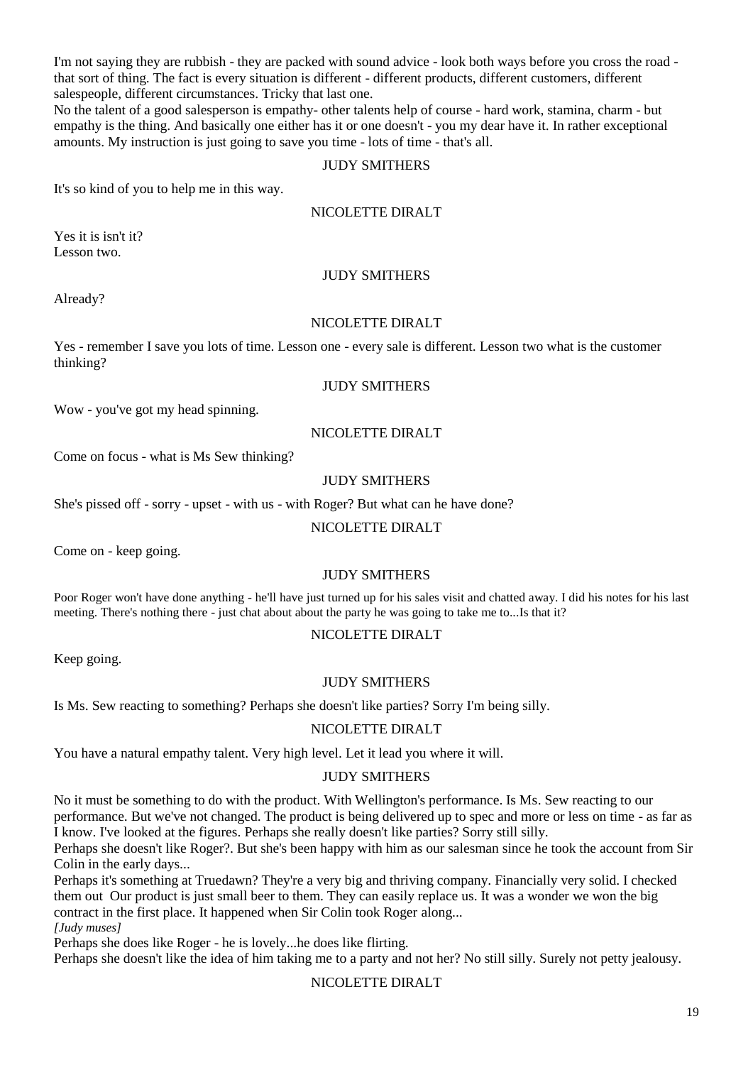I'm not saying they are rubbish - they are packed with sound advice - look both ways before you cross the road - that sort of thing. The fact is every situation is different - different products, different customers, different salespeople, different circumstances. Tricky that last one.

No the talent of a good salesperson is empathy- other talents help of course - hard work, stamina, charm - but empathy is the thing. And basically one either has it or one doesn't - you my dear have it. In rather exceptional amounts. My instruction is just going to save you time - lots of time - that's all.

JUDY SMITHERS

It's so kind of you to help me in this way.

NICOLETTE DIRALT

Yes it is isn't it?
Lesson two.

JUDY SMITHERS

Already?

NICOLETTE DIRALT

Yes - remember I save you lots of time. Lesson one - every sale is different. Lesson two what is the customer thinking?

JUDY SMITHERS

Wow - you've got my head spinning.

NICOLETTE DIRALT

Come on focus - what is Ms Sew thinking?

JUDY SMITHERS

She's pissed off - sorry - upset - with us - with Roger? But what can he have done?

NICOLETTE DIRALT

Come on - keep going.

JUDY SMITHERS

Poor Roger won't have done anything - he'll have just turned up for his sales visit and chatted away. I did his notes for his last meeting. There's nothing there - just chat about about the party he was going to take me to...Is that it?

NICOLETTE DIRALT

Keep going.

JUDY SMITHERS

Is Ms. Sew reacting to something? Perhaps she doesn't like parties? Sorry I'm being silly.

NICOLETTE DIRALT

You have a natural empathy talent. Very high level. Let it lead you where it will.

JUDY SMITHERS

No it must be something to do with the product. With Wellington's performance. Is Ms. Sew reacting to our performance. But we've not changed. The product is being delivered up to spec and more or less on time - as far as I know. I've looked at the figures. Perhaps she really doesn't like parties? Sorry still silly.

Perhaps she doesn't like Roger?. But she's been happy with him as our salesman since he took the account from Sir Colin in the early days...

Perhaps it's something at Truedawn? They're a very big and thriving company. Financially very solid. I checked them out Our product is just small beer to them. They can easily replace us. It was a wonder we won the big contract in the first place. It happened when Sir Colin took Roger along...

*[Judy muses]*

Perhaps she does like Roger - he is lovely...he does like flirting.

Perhaps she doesn't like the idea of him taking me to a party and not her? No still silly. Surely not petty jealousy.

NICOLETTE DIRALT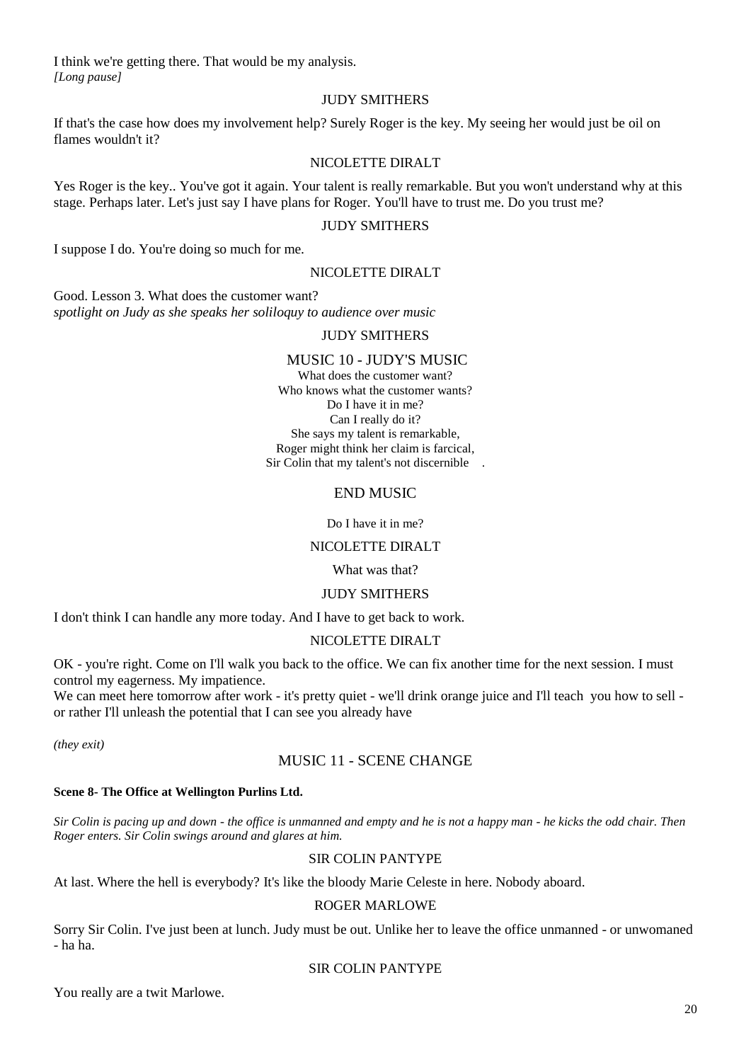I think we're getting there. That would be my analysis.
*[Long pause]*

JUDY SMITHERS

If that's the case how does my involvement help? Surely Roger is the key. My seeing her would just be oil on flames wouldn't it?

NICOLETTE DIRALT

Yes Roger is the key.. You've got it again. Your talent is really remarkable. But you won't understand why at this stage. Perhaps later. Let's just say I have plans for Roger. You'll have to trust me. Do you trust me?

JUDY SMITHERS

I suppose I do. You're doing so much for me.

NICOLETTE DIRALT

Good. Lesson 3. What does the customer want?
*spotlight on Judy as she speaks her soliloquy to audience over music*

JUDY SMITHERS

MUSIC 10 - JUDY'S MUSIC

What does the customer want?
Who knows what the customer wants?
Do I have it in me?
Can I really do it?
She says my talent is remarkable,
Roger might think her claim is farcical,
Sir Colin that my talent's not discernible .

END MUSIC

Do I have it in me?

NICOLETTE DIRALT

What was that?

JUDY SMITHERS

I don't think I can handle any more today. And I have to get back to work.

NICOLETTE DIRALT

OK - you're right. Come on I'll walk you back to the office. We can fix another time for the next session. I must control my eagerness. My impatience.
We can meet here tomorrow after work - it's pretty quiet - we'll drink orange juice and I'll teach you how to sell - or rather I'll unleash the potential that I can see you already have

*(they exit)*

MUSIC 11 - SCENE CHANGE

**Scene 8- The Office at Wellington Purlins Ltd.**

*Sir Colin is pacing up and down - the office is unmanned and empty and he is not a happy man - he kicks the odd chair. Then Roger enters. Sir Colin swings around and glares at him.*

SIR COLIN PANTYPE

At last. Where the hell is everybody? It's like the bloody Marie Celeste in here. Nobody aboard.

ROGER MARLOWE

Sorry Sir Colin. I've just been at lunch. Judy must be out. Unlike her to leave the office unmanned - or unwomaned - ha ha.

SIR COLIN PANTYPE

You really are a twit Marlowe.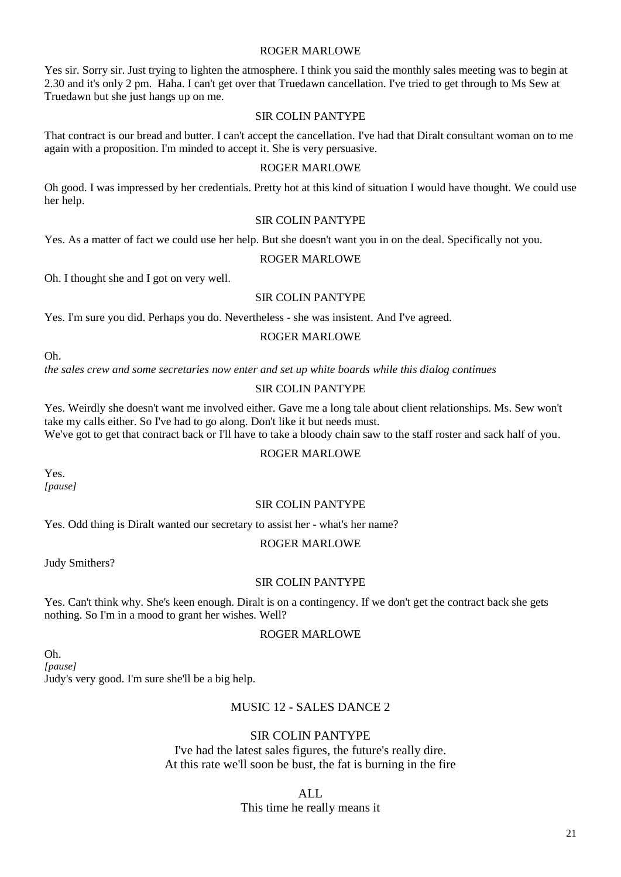ROGER MARLOWE

Yes sir. Sorry sir. Just trying to lighten the atmosphere. I think you said the monthly sales meeting was to begin at 2.30 and it's only 2 pm.  Haha. I can't get over that Truedawn cancellation. I've tried to get through to Ms Sew at Truedawn but she just hangs up on me.

SIR COLIN PANTYPE

That contract is our bread and butter. I can't accept the cancellation. I've had that Diralt consultant woman on to me again with a proposition. I'm minded to accept it. She is very persuasive.

ROGER MARLOWE

Oh good. I was impressed by her credentials. Pretty hot at this kind of situation I would have thought. We could use her help.

SIR COLIN PANTYPE

Yes. As a matter of fact we could use her help. But she doesn't want you in on the deal. Specifically not you.

ROGER MARLOWE

Oh. I thought she and I got on very well.

SIR COLIN PANTYPE

Yes. I'm sure you did. Perhaps you do. Nevertheless - she was insistent. And I've agreed.

ROGER MARLOWE

Oh.
*the sales crew and some secretaries now enter and set up white boards while this dialog continues*

SIR COLIN PANTYPE

Yes. Weirdly she doesn't want me involved either. Gave me a long tale about client relationships. Ms. Sew won't take my calls either. So I've had to go along. Don't like it but needs must.
We've got to get that contract back or I'll have to take a bloody chain saw to the staff roster and sack half of you.

ROGER MARLOWE

Yes.
*[pause]*

SIR COLIN PANTYPE

Yes. Odd thing is Diralt wanted our secretary to assist her - what's her name?

ROGER MARLOWE

Judy Smithers?

SIR COLIN PANTYPE

Yes. Can't think why. She's keen enough. Diralt is on a contingency. If we don't get the contract back she gets nothing. So I'm in a mood to grant her wishes. Well?

ROGER MARLOWE

Oh.
*[pause]*
Judy's very good. I'm sure she'll be a big help.

MUSIC 12 - SALES DANCE 2

SIR COLIN PANTYPE
I've had the latest sales figures, the future's really dire.
At this rate we'll soon be bust, the fat is burning in the fire

ALL
This time he really means it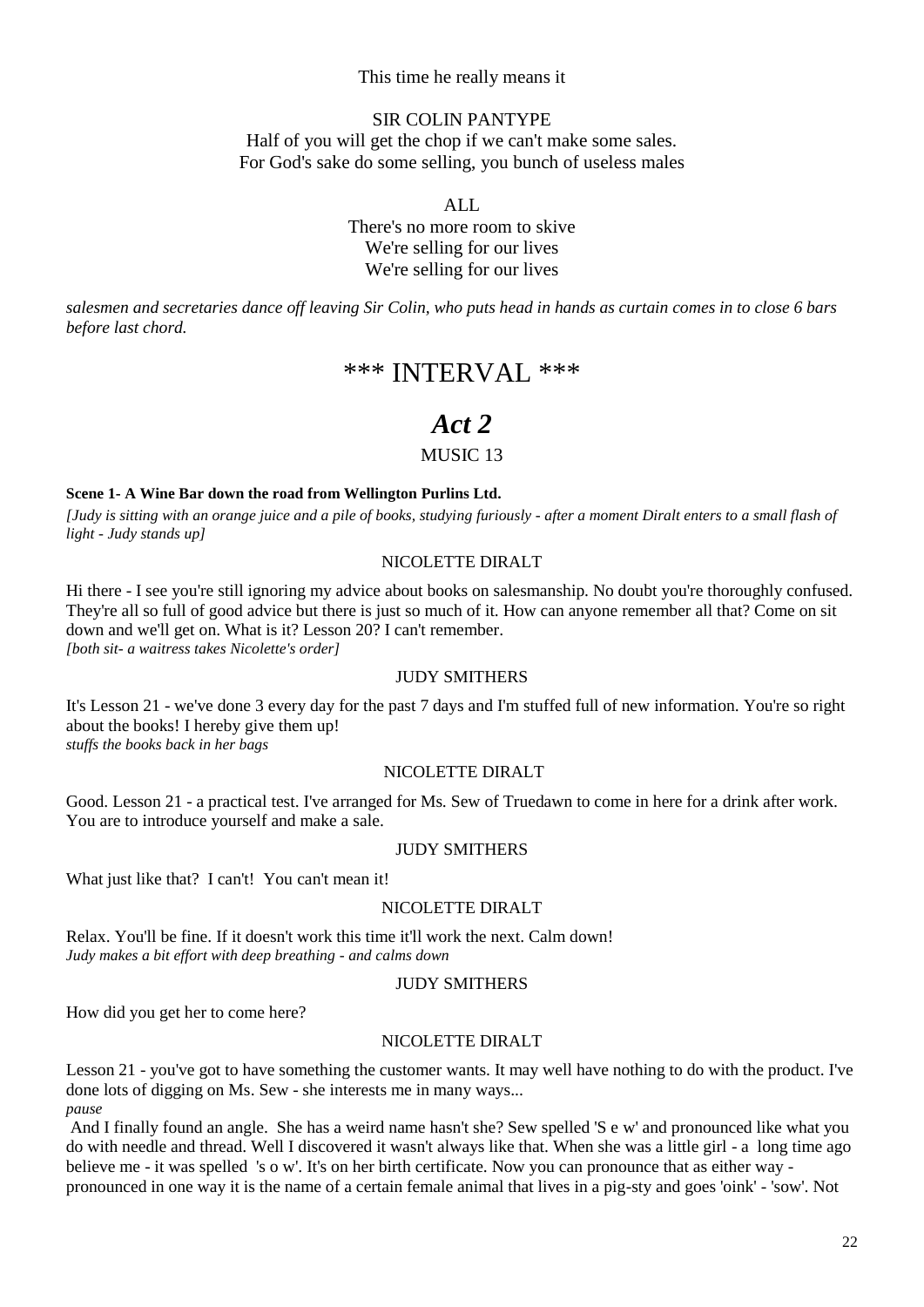This time he really means it

SIR COLIN PANTYPE

Half of you will get the chop if we can't make some sales.
For God's sake do some selling, you bunch of useless males

ALL

There's no more room to skive
We're selling for our lives
We're selling for our lives

*salesmen and secretaries dance off leaving Sir Colin, who puts head in hands as curtain comes in to close 6 bars before last chord.*

# *** INTERVAL ***

# *Act 2*

MUSIC 13

**Scene 1- A Wine Bar down the road from Wellington Purlins Ltd.**

*[Judy is sitting with an orange juice and a pile of books, studying furiously - after a moment Diralt enters to a small flash of light - Judy stands up]*

NICOLETTE DIRALT

Hi there - I see you're still ignoring my advice about books on salesmanship. No doubt you're thoroughly confused. They're all so full of good advice but there is just so much of it. How can anyone remember all that? Come on sit down and we'll get on. What is it? Lesson 20? I can't remember.
*[both sit- a waitress takes Nicolette's order]*

JUDY SMITHERS

It's Lesson 21 - we've done 3 every day for the past 7 days and I'm stuffed full of new information. You're so right about the books! I hereby give them up!
*stuffs the books back in her bags*

NICOLETTE DIRALT

Good. Lesson 21 - a practical test. I've arranged for Ms. Sew of Truedawn to come in here for a drink after work. You are to introduce yourself and make a sale.

JUDY SMITHERS

What just like that? I can't! You can't mean it!

NICOLETTE DIRALT

Relax. You'll be fine. If it doesn't work this time it'll work the next. Calm down!
*Judy makes a bit effort with deep breathing - and calms down*

JUDY SMITHERS

How did you get her to come here?

NICOLETTE DIRALT

Lesson 21 - you've got to have something the customer wants. It may well have nothing to do with the product. I've done lots of digging on Ms. Sew - she interests me in many ways...
*pause*

And I finally found an angle. She has a weird name hasn't she? Sew spelled 'S e w' and pronounced like what you do with needle and thread. Well I discovered it wasn't always like that. When she was a little girl - a long time ago believe me - it was spelled 's o w'. It's on her birth certificate. Now you can pronounce that as either way - pronounced in one way it is the name of a certain female animal that lives in a pig-sty and goes 'oink' - 'sow'. Not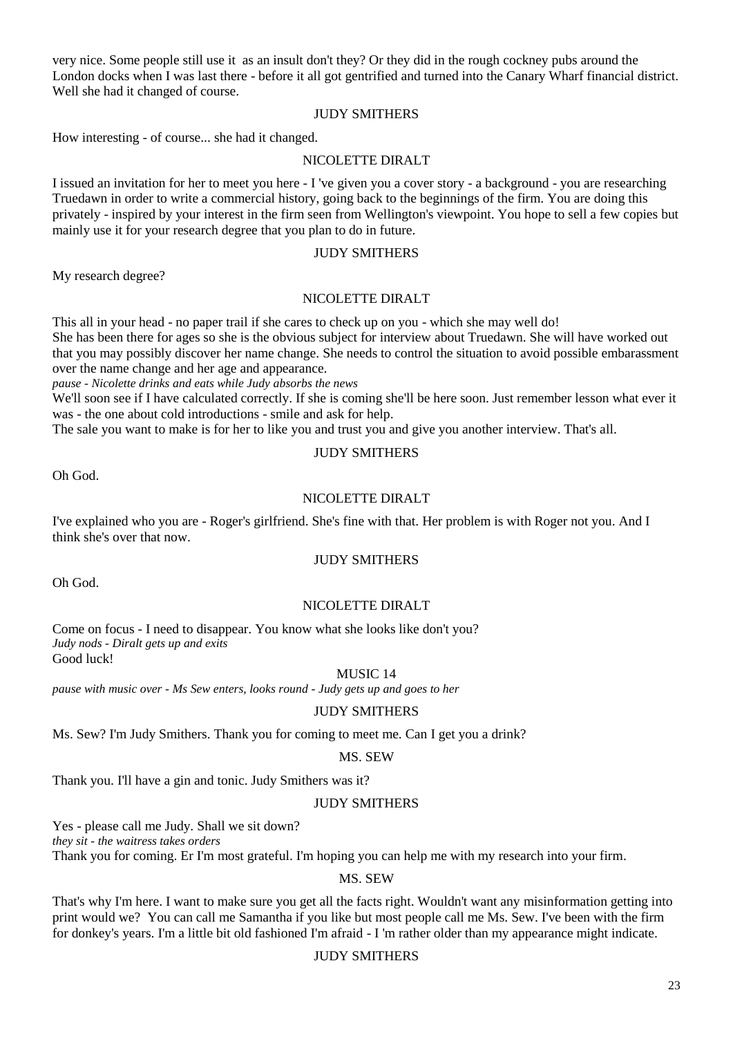very nice. Some people still use it as an insult don't they? Or they did in the rough cockney pubs around the London docks when I was last there - before it all got gentrified and turned into the Canary Wharf financial district. Well she had it changed of course.

JUDY SMITHERS

How interesting - of course... she had it changed.

NICOLETTE DIRALT

I issued an invitation for her to meet you here - I 've given you a cover story - a background - you are researching Truedawn in order to write a commercial history, going back to the beginnings of the firm. You are doing this privately - inspired by your interest in the firm seen from Wellington's viewpoint. You hope to sell a few copies but mainly use it for your research degree that you plan to do in future.

JUDY SMITHERS

My research degree?

NICOLETTE DIRALT

This all in your head - no paper trail if she cares to check up on you - which she may well do!
She has been there for ages so she is the obvious subject for interview about Truedawn. She will have worked out that you may possibly discover her name change. She needs to control the situation to avoid possible embarassment over the name change and her age and appearance.
*pause - Nicolette drinks and eats while Judy absorbs the news*
We'll soon see if I have calculated correctly. If she is coming she'll be here soon. Just remember lesson what ever it was - the one about cold introductions - smile and ask for help.
The sale you want to make is for her to like you and trust you and give you another interview. That's all.

JUDY SMITHERS

Oh God.

NICOLETTE DIRALT

I've explained who you are - Roger's girlfriend. She's fine with that. Her problem is with Roger not you. And I think she's over that now.

JUDY SMITHERS

Oh God.

NICOLETTE DIRALT

Come on focus - I need to disappear. You know what she looks like don't you?
*Judy nods - Diralt gets up and exits*
Good luck!

MUSIC 14

*pause with music over - Ms Sew enters, looks round - Judy gets up and goes to her*

JUDY SMITHERS

Ms. Sew? I'm Judy Smithers. Thank you for coming to meet me. Can I get you a drink?

MS. SEW

Thank you. I'll have a gin and tonic. Judy Smithers was it?

JUDY SMITHERS

Yes - please call me Judy. Shall we sit down?
*they sit - the waitress takes orders*
Thank you for coming. Er I'm most grateful. I'm hoping you can help me with my research into your firm.

MS. SEW

That's why I'm here. I want to make sure you get all the facts right. Wouldn't want any misinformation getting into print would we? You can call me Samantha if you like but most people call me Ms. Sew. I've been with the firm for donkey's years. I'm a little bit old fashioned I'm afraid - I 'm rather older than my appearance might indicate.

JUDY SMITHERS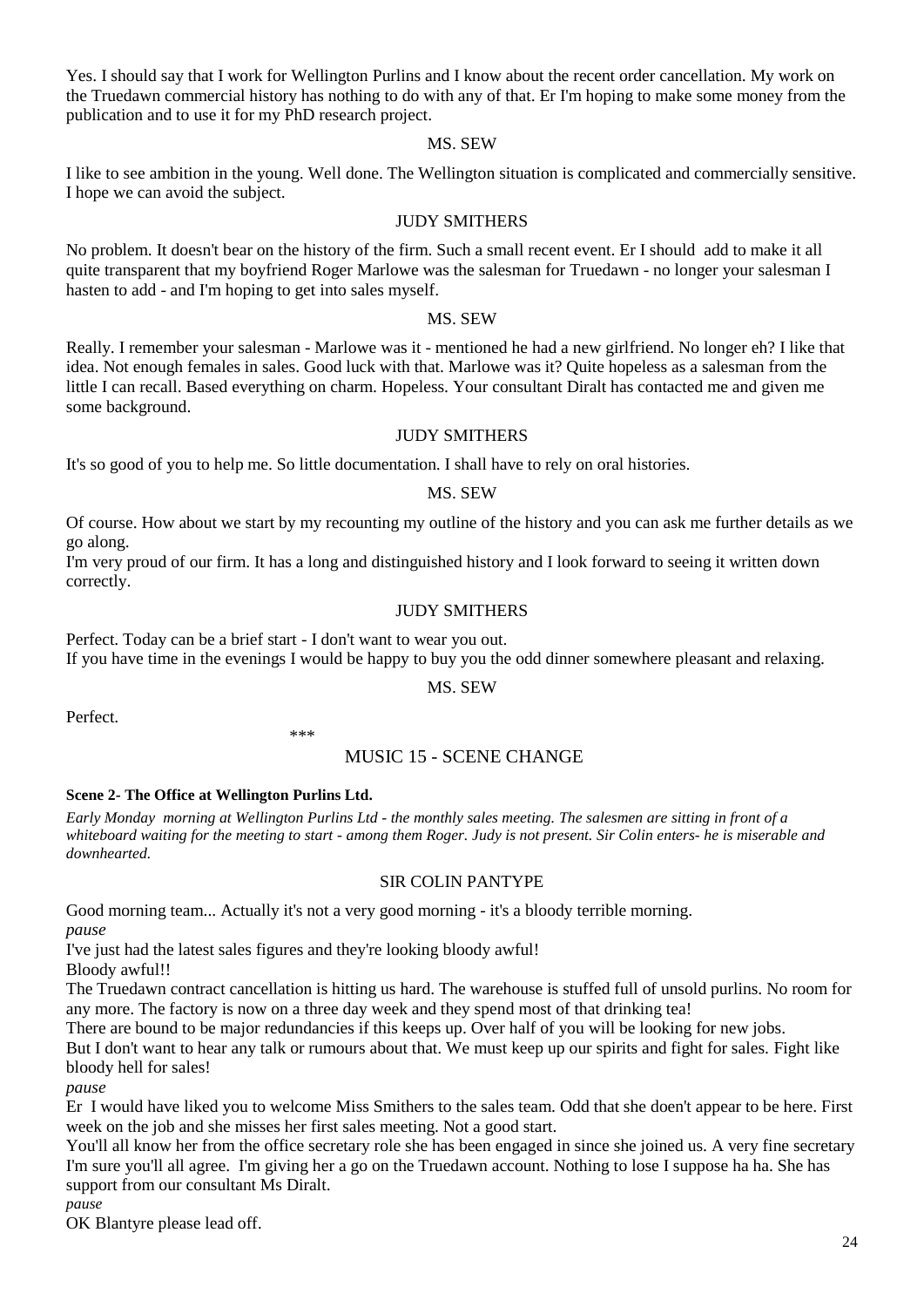Yes. I should say that I work for Wellington Purlins and I know about the recent order cancellation. My work on the Truedawn commercial history has nothing to do with any of that. Er I'm hoping to make some money from the publication and to use it for my PhD research project.

MS. SEW

I like to see ambition in the young. Well done. The Wellington situation is complicated and commercially sensitive. I hope we can avoid the subject.

JUDY SMITHERS

No problem. It doesn't bear on the history of the firm. Such a small recent event. Er I should add to make it all quite transparent that my boyfriend Roger Marlowe was the salesman for Truedawn - no longer your salesman I hasten to add - and I'm hoping to get into sales myself.

MS. SEW

Really. I remember your salesman - Marlowe was it - mentioned he had a new girlfriend. No longer eh? I like that idea. Not enough females in sales. Good luck with that. Marlowe was it? Quite hopeless as a salesman from the little I can recall. Based everything on charm. Hopeless. Your consultant Diralt has contacted me and given me some background.

JUDY SMITHERS

It's so good of you to help me. So little documentation. I shall have to rely on oral histories.

MS. SEW

Of course. How about we start by my recounting my outline of the history and you can ask me further details as we go along.
I'm very proud of our firm. It has a long and distinguished history and I look forward to seeing it written down correctly.

JUDY SMITHERS

Perfect. Today can be a brief start - I don't want to wear you out.
If you have time in the evenings I would be happy to buy you the odd dinner somewhere pleasant and relaxing.

MS. SEW

Perfect.

\*\*\*

MUSIC 15 - SCENE CHANGE

**Scene 2- The Office at Wellington Purlins Ltd.**

*Early Monday morning at Wellington Purlins Ltd - the monthly sales meeting. The salesmen are sitting in front of a whiteboard waiting for the meeting to start - among them Roger. Judy is not present. Sir Colin enters- he is miserable and downhearted.*

SIR COLIN PANTYPE

Good morning team... Actually it's not a very good morning - it's a bloody terrible morning.
*pause*
I've just had the latest sales figures and they're looking bloody awful!
Bloody awful!!
The Truedawn contract cancellation is hitting us hard. The warehouse is stuffed full of unsold purlins. No room for any more. The factory is now on a three day week and they spend most of that drinking tea!
There are bound to be major redundancies if this keeps up. Over half of you will be looking for new jobs.
But I don't want to hear any talk or rumours about that. We must keep up our spirits and fight for sales. Fight like bloody hell for sales!
*pause*
Er I would have liked you to welcome Miss Smithers to the sales team. Odd that she doen't appear to be here. First week on the job and she misses her first sales meeting. Not a good start.
You'll all know her from the office secretary role she has been engaged in since she joined us. A very fine secretary I'm sure you'll all agree. I'm giving her a go on the Truedawn account. Nothing to lose I suppose ha ha. She has support from our consultant Ms Diralt.
*pause*
OK Blantyre please lead off.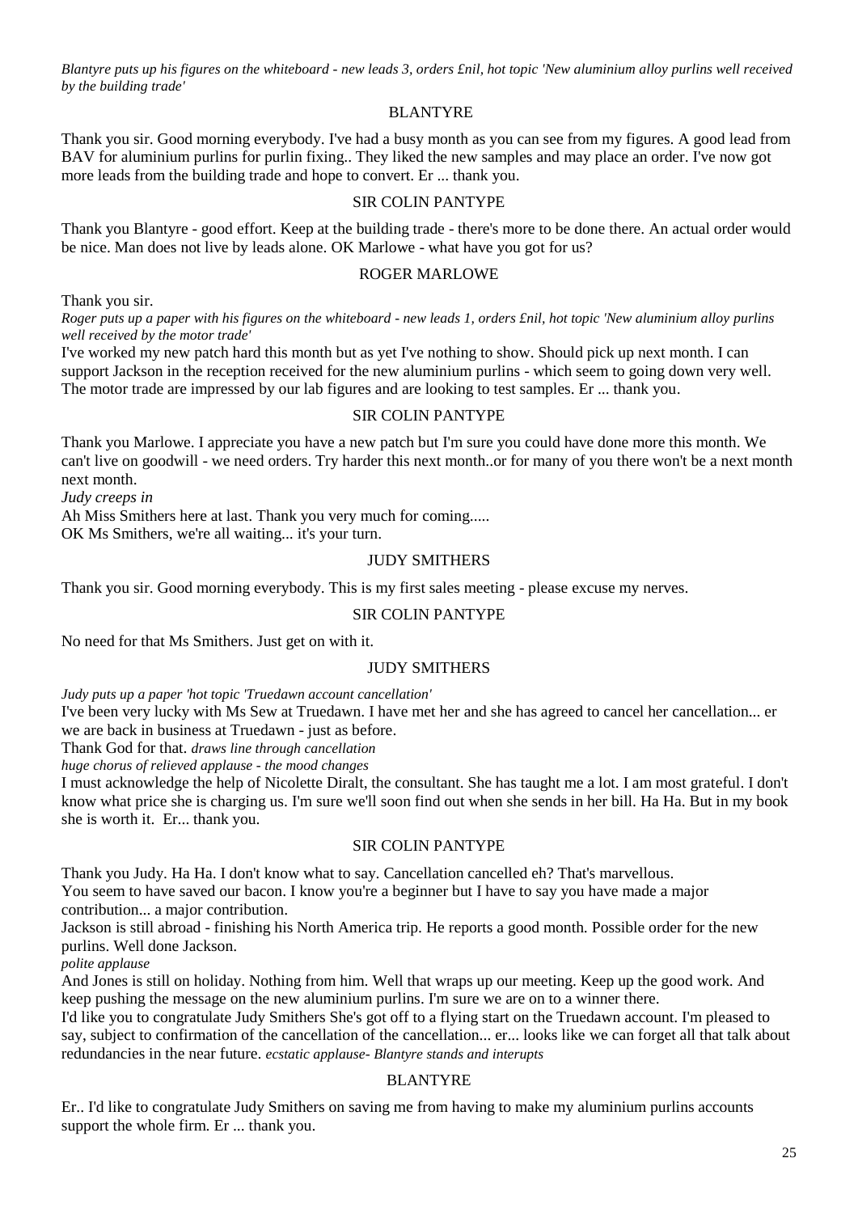*Blantyre puts up his figures on the whiteboard - new leads 3, orders £nil, hot topic 'New aluminium alloy purlins well received by the building trade'*

BLANTYRE

Thank you sir. Good morning everybody. I've had a busy month as you can see from my figures. A good lead from BAV for aluminium purlins for purlin fixing.. They liked the new samples and may place an order. I've now got more leads from the building trade and hope to convert. Er ... thank you.

SIR COLIN PANTYPE

Thank you Blantyre - good effort. Keep at the building trade - there's more to be done there. An actual order would be nice. Man does not live by leads alone. OK Marlowe - what have you got for us?

ROGER MARLOWE

Thank you sir.
*Roger puts up a paper with his figures on the whiteboard - new leads 1, orders £nil, hot topic 'New aluminium alloy purlins well received by the motor trade'*
I've worked my new patch hard this month but as yet I've nothing to show. Should pick up next month. I can support Jackson in the reception received for the new aluminium purlins - which seem to going down very well. The motor trade are impressed by our lab figures and are looking to test samples. Er ... thank you.

SIR COLIN PANTYPE

Thank you Marlowe. I appreciate you have a new patch but I'm sure you could have done more this month. We can't live on goodwill - we need orders. Try harder this next month..or for many of you there won't be a next month next month.
*Judy creeps in*
Ah Miss Smithers here at last. Thank you very much for coming.....
OK Ms Smithers, we're all waiting... it's your turn.

JUDY SMITHERS

Thank you sir. Good morning everybody. This is my first sales meeting - please excuse my nerves.

SIR COLIN PANTYPE

No need for that Ms Smithers. Just get on with it.

JUDY SMITHERS

*Judy puts up a paper 'hot topic 'Truedawn account cancellation'*
I've been very lucky with Ms Sew at Truedawn. I have met her and she has agreed to cancel her cancellation... er we are back in business at Truedawn - just as before.
Thank God for that. *draws line through cancellation*
*huge chorus of relieved applause - the mood changes*
I must acknowledge the help of Nicolette Diralt, the consultant. She has taught me a lot. I am most grateful. I don't know what price she is charging us. I'm sure we'll soon find out when she sends in her bill. Ha Ha. But in my book she is worth it. Er... thank you.

SIR COLIN PANTYPE

Thank you Judy. Ha Ha. I don't know what to say. Cancellation cancelled eh? That's marvellous.
You seem to have saved our bacon. I know you're a beginner but I have to say you have made a major contribution... a major contribution.
Jackson is still abroad - finishing his North America trip. He reports a good month. Possible order for the new purlins. Well done Jackson.
*polite applause*
And Jones is still on holiday. Nothing from him. Well that wraps up our meeting. Keep up the good work. And keep pushing the message on the new aluminium purlins. I'm sure we are on to a winner there.
I'd like you to congratulate Judy Smithers She's got off to a flying start on the Truedawn account. I'm pleased to say, subject to confirmation of the cancellation of the cancellation... er... looks like we can forget all that talk about redundancies in the near future. *ecstatic applause- Blantyre stands and interupts*

BLANTYRE

Er.. I'd like to congratulate Judy Smithers on saving me from having to make my aluminium purlins accounts support the whole firm. Er ... thank you.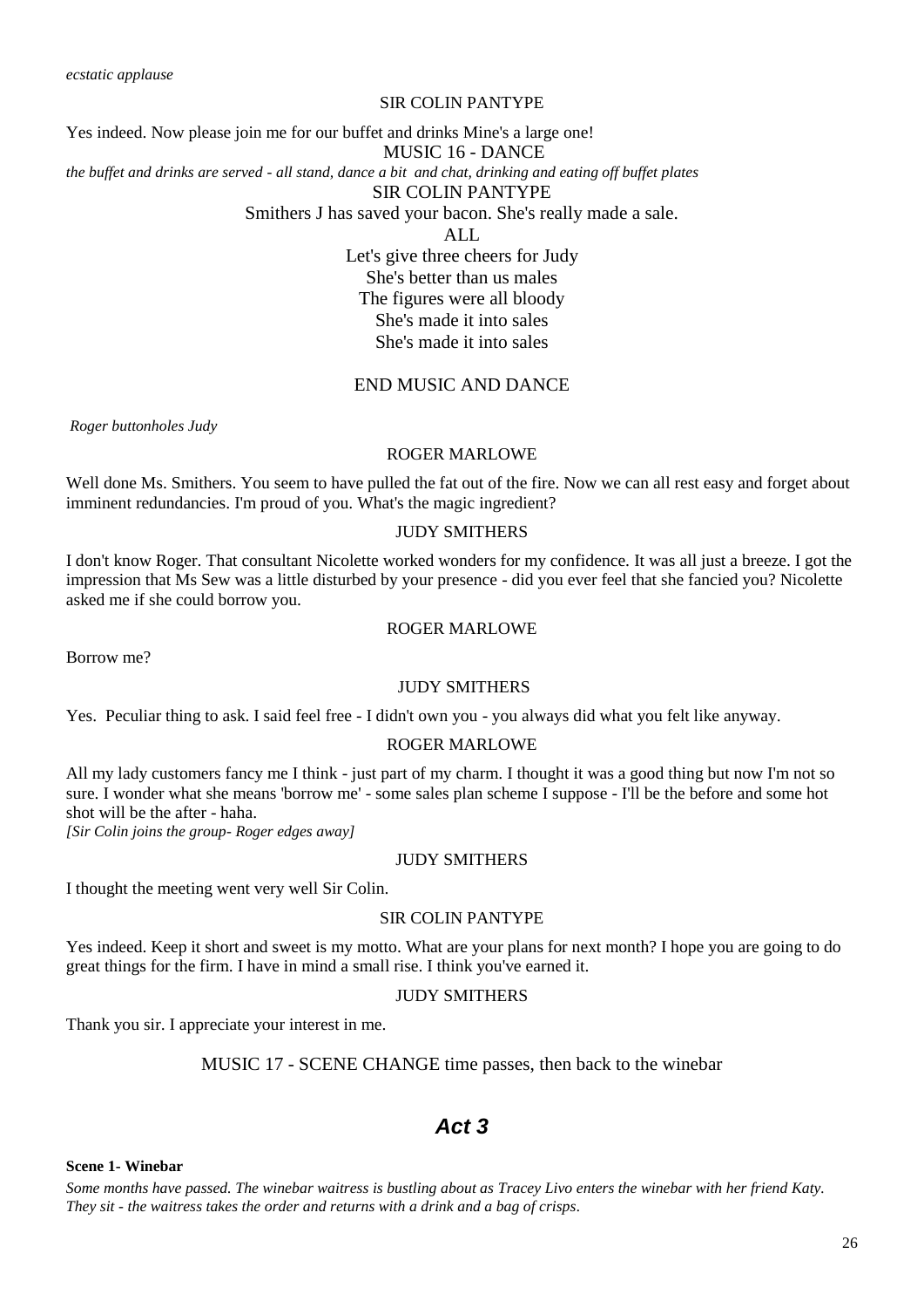*ecstatic applause*

SIR COLIN PANTYPE

Yes indeed. Now please join me for our buffet and drinks Mine's a large one!

MUSIC 16 - DANCE

*the buffet and drinks are served - all stand, dance a bit and chat, drinking and eating off buffet plates*

SIR COLIN PANTYPE

Smithers J has saved your bacon. She's really made a sale.

ALL

Let's give three cheers for Judy
She's better than us males
The figures were all bloody
She's made it into sales
She's made it into sales

END MUSIC AND DANCE

*Roger buttonholes Judy*

ROGER MARLOWE

Well done Ms. Smithers. You seem to have pulled the fat out of the fire. Now we can all rest easy and forget about imminent redundancies. I'm proud of you. What's the magic ingredient?

JUDY SMITHERS

I don't know Roger. That consultant Nicolette worked wonders for my confidence. It was all just a breeze. I got the impression that Ms Sew was a little disturbed by your presence - did you ever feel that she fancied you? Nicolette asked me if she could borrow you.

ROGER MARLOWE

Borrow me?

JUDY SMITHERS

Yes. Peculiar thing to ask. I said feel free - I didn't own you - you always did what you felt like anyway.

ROGER MARLOWE

All my lady customers fancy me I think - just part of my charm. I thought it was a good thing but now I'm not so sure. I wonder what she means 'borrow me' - some sales plan scheme I suppose - I'll be the before and some hot shot will be the after - haha.
*[Sir Colin joins the group- Roger edges away]*

JUDY SMITHERS

I thought the meeting went very well Sir Colin.

SIR COLIN PANTYPE

Yes indeed. Keep it short and sweet is my motto. What are your plans for next month? I hope you are going to do great things for the firm. I have in mind a small rise. I think you've earned it.

JUDY SMITHERS

Thank you sir. I appreciate your interest in me.

MUSIC 17 - SCENE CHANGE time passes, then back to the winebar

## *Act 3*

**Scene 1- Winebar**

*Some months have passed. The winebar waitress is bustling about as Tracey Livo enters the winebar with her friend Katy. They sit - the waitress takes the order and returns with a drink and a bag of crisps.*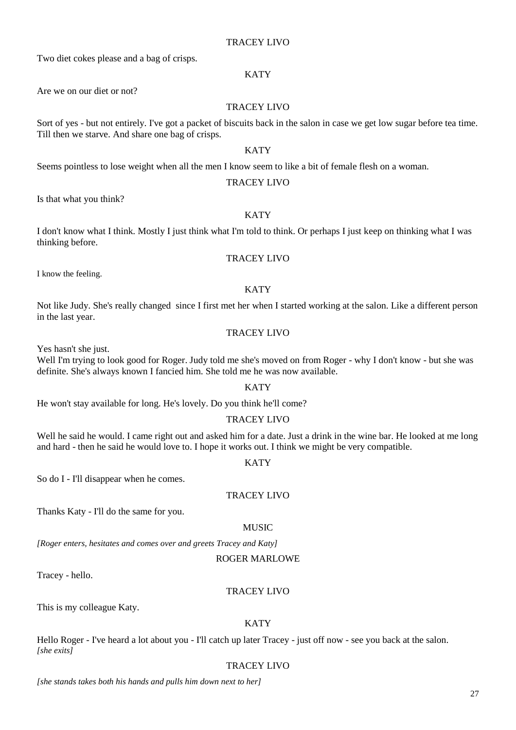TRACEY LIVO

Two diet cokes please and a bag of crisps.

KATY

Are we on our diet or not?

TRACEY LIVO

Sort of yes - but not entirely. I've got a packet of biscuits back in the salon in case we get low sugar before tea time. Till then we starve. And share one bag of crisps.

KATY

Seems pointless to lose weight when all the men I know seem to like a bit of female flesh on a woman.

TRACEY LIVO

Is that what you think?

KATY

I don't know what I think. Mostly I just think what I'm told to think. Or perhaps I just keep on thinking what I was thinking before.

TRACEY LIVO

I know the feeling.

KATY

Not like Judy. She's really changed since I first met her when I started working at the salon. Like a different person in the last year.

TRACEY LIVO

Yes hasn't she just.
Well I'm trying to look good for Roger. Judy told me she's moved on from Roger - why I don't know - but she was definite. She's always known I fancied him. She told me he was now available.

KATY

He won't stay available for long. He's lovely. Do you think he'll come?

TRACEY LIVO

Well he said he would. I came right out and asked him for a date. Just a drink in the wine bar. He looked at me long and hard - then he said he would love to. I hope it works out. I think we might be very compatible.

KATY

So do I - I'll disappear when he comes.

TRACEY LIVO

Thanks Katy - I'll do the same for you.

MUSIC

*[Roger enters, hesitates and comes over and greets Tracey and Katy]*

ROGER MARLOWE

Tracey - hello.

TRACEY LIVO

This is my colleague Katy.

KATY

Hello Roger - I've heard a lot about you - I'll catch up later Tracey - just off now - see you back at the salon.
*[she exits]*

TRACEY LIVO

*[she stands takes both his hands and pulls him down next to her]*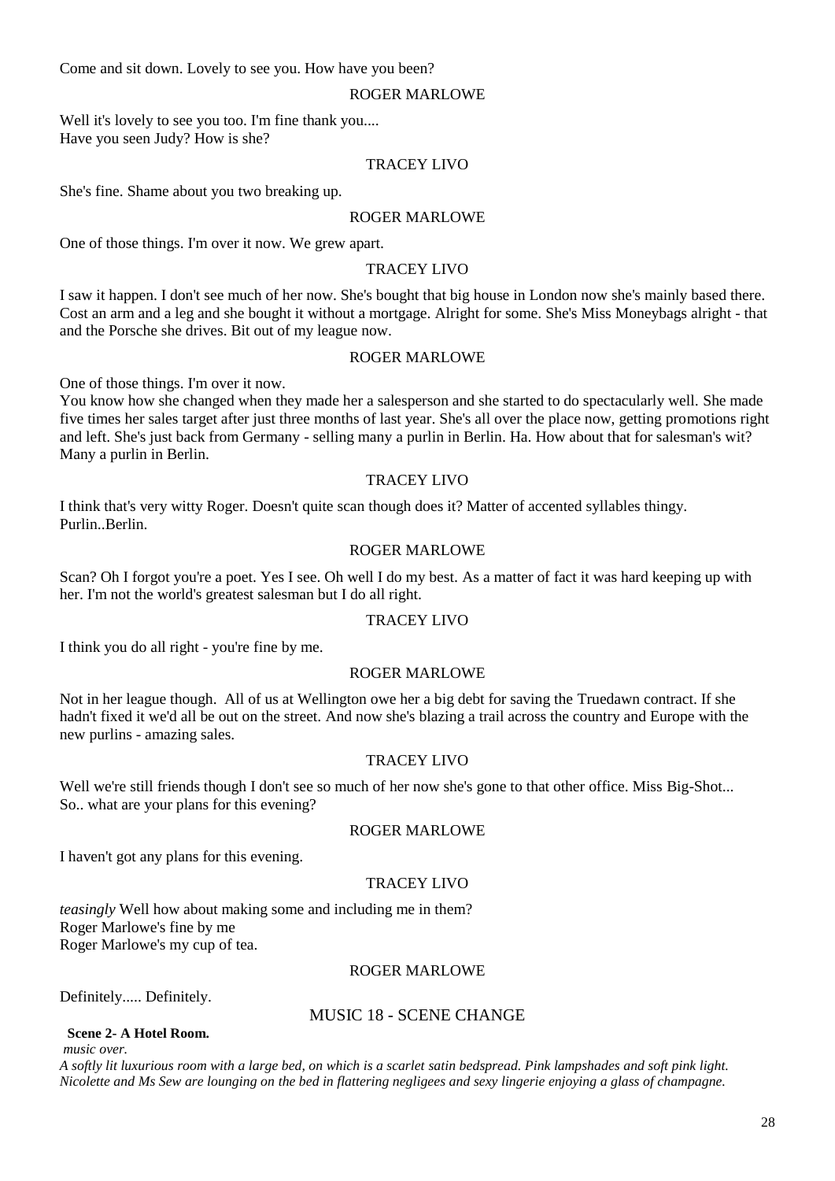Come and sit down. Lovely to see you. How have you been?

ROGER MARLOWE

Well it's lovely to see you too. I'm fine thank you....
Have you seen Judy? How is she?

TRACEY LIVO

She's fine. Shame about you two breaking up.

ROGER MARLOWE

One of those things. I'm over it now. We grew apart.

TRACEY LIVO

I saw it happen. I don't see much of her now. She's bought that big house in London now she's mainly based there. Cost an arm and a leg and she bought it without a mortgage. Alright for some. She's Miss Moneybags alright - that and the Porsche she drives. Bit out of my league now.

ROGER MARLOWE

One of those things. I'm over it now.
You know how she changed when they made her a salesperson and she started to do spectacularly well. She made five times her sales target after just three months of last year. She's all over the place now, getting promotions right and left. She's just back from Germany - selling many a purlin in Berlin. Ha. How about that for salesman's wit? Many a purlin in Berlin.

TRACEY LIVO

I think that's very witty Roger. Doesn't quite scan though does it? Matter of accented syllables thingy. Purlin..Berlin.

ROGER MARLOWE

Scan? Oh I forgot you're a poet. Yes I see. Oh well I do my best. As a matter of fact it was hard keeping up with her. I'm not the world's greatest salesman but I do all right.

TRACEY LIVO

I think you do all right - you're fine by me.

ROGER MARLOWE

Not in her league though. All of us at Wellington owe her a big debt for saving the Truedawn contract. If she hadn't fixed it we'd all be out on the street. And now she's blazing a trail across the country and Europe with the new purlins - amazing sales.

TRACEY LIVO

Well we're still friends though I don't see so much of her now she's gone to that other office. Miss Big-Shot...
So.. what are your plans for this evening?

ROGER MARLOWE

I haven't got any plans for this evening.

TRACEY LIVO

*teasingly* Well how about making some and including me in them?
Roger Marlowe's fine by me
Roger Marlowe's my cup of tea.

ROGER MARLOWE

Definitely..... Definitely.

MUSIC 18 - SCENE CHANGE

**Scene 2- A Hotel Room.**

*music over.*

*A softly lit luxurious room with a large bed, on which is a scarlet satin bedspread. Pink lampshades and soft pink light. Nicolette and Ms Sew are lounging on the bed in flattering negligees and sexy lingerie enjoying a glass of champagne.*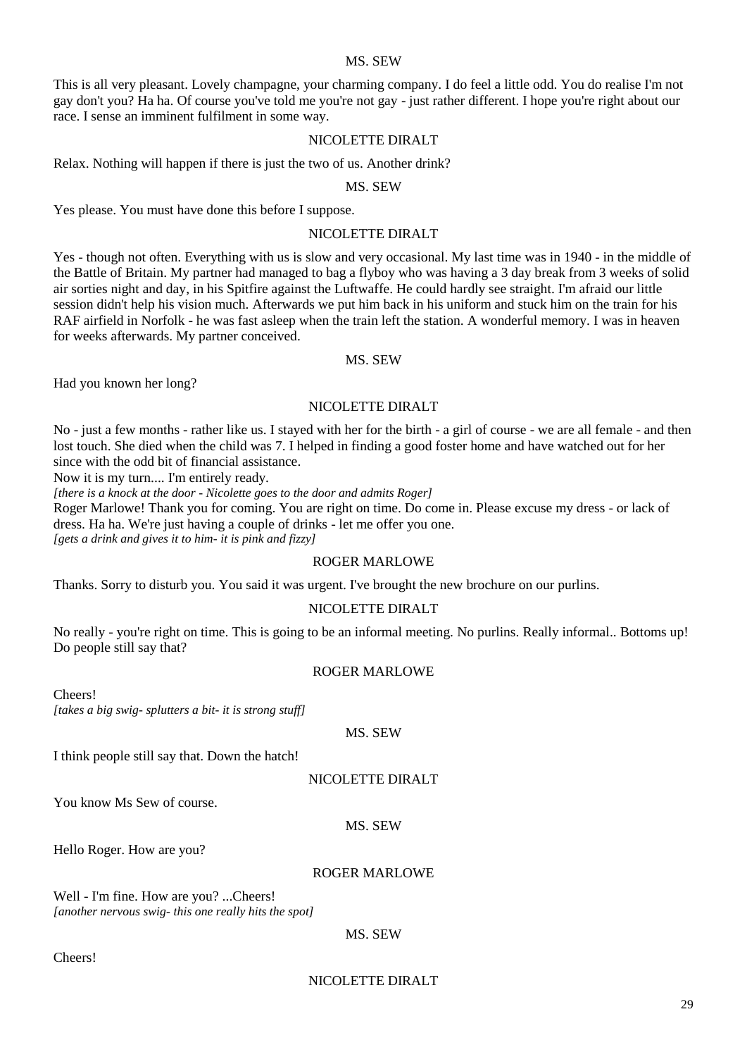MS. SEW

This is all very pleasant. Lovely champagne, your charming company. I do feel a little odd. You do realise I'm not gay don't you? Ha ha. Of course you've told me you're not gay - just rather different. I hope you're right about our race. I sense an imminent fulfilment in some way.

NICOLETTE DIRALT

Relax. Nothing will happen if there is just the two of us. Another drink?

MS. SEW

Yes please. You must have done this before I suppose.

NICOLETTE DIRALT

Yes - though not often. Everything with us is slow and very occasional. My last time was in 1940 - in the middle of the Battle of Britain. My partner had managed to bag a flyboy who was having a 3 day break from 3 weeks of solid air sorties night and day, in his Spitfire against the Luftwaffe. He could hardly see straight. I'm afraid our little session didn't help his vision much. Afterwards we put him back in his uniform and stuck him on the train for his RAF airfield in Norfolk - he was fast asleep when the train left the station. A wonderful memory. I was in heaven for weeks afterwards. My partner conceived.

MS. SEW

Had you known her long?

NICOLETTE DIRALT

No - just a few months - rather like us. I stayed with her for the birth - a girl of course - we are all female - and then lost touch. She died when the child was 7. I helped in finding a good foster home and have watched out for her since with the odd bit of financial assistance.
Now it is my turn.... I'm entirely ready.
*[there is a knock at the door - Nicolette goes to the door and admits Roger]*
Roger Marlowe! Thank you for coming. You are right on time. Do come in. Please excuse my dress - or lack of dress. Ha ha. We're just having a couple of drinks - let me offer you one.
*[gets a drink and gives it to him- it is pink and fizzy]*

ROGER MARLOWE

Thanks. Sorry to disturb you. You said it was urgent. I've brought the new brochure on our purlins.

NICOLETTE DIRALT

No really - you're right on time. This is going to be an informal meeting. No purlins. Really informal.. Bottoms up! Do people still say that?

ROGER MARLOWE

Cheers!
*[takes a big swig- splutters a bit- it is strong stuff]*

MS. SEW

I think people still say that. Down the hatch!

NICOLETTE DIRALT

You know Ms Sew of course.

MS. SEW

Hello Roger. How are you?

ROGER MARLOWE

Well - I'm fine. How are you? ...Cheers!
*[another nervous swig- this one really hits the spot]*

MS. SEW

Cheers!

NICOLETTE DIRALT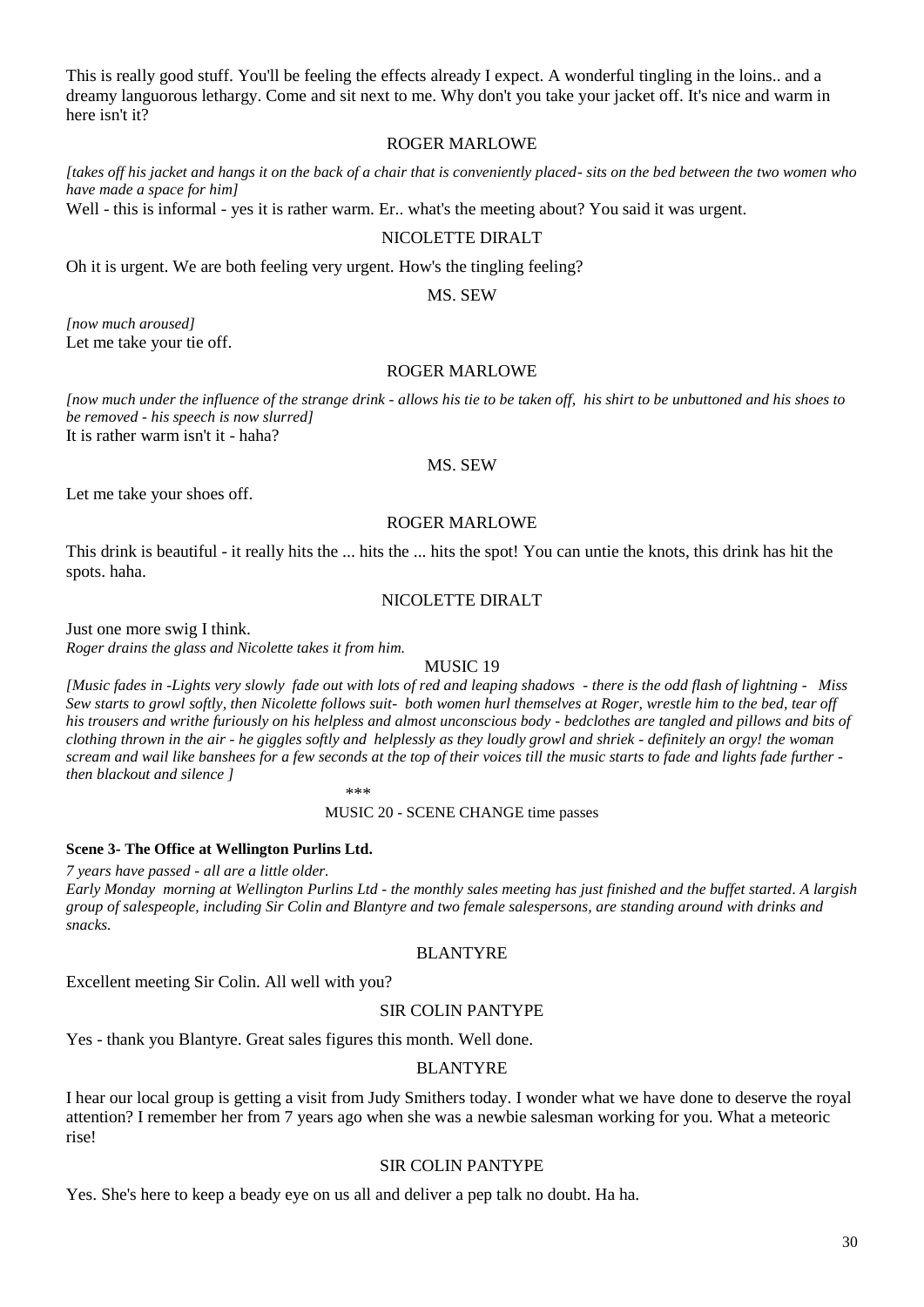This is really good stuff. You'll be feeling the effects already I expect. A wonderful tingling in the loins.. and a dreamy languorous lethargy. Come and sit next to me. Why don't you take your jacket off. It's nice and warm in here isn't it?

ROGER MARLOWE

*[takes off his jacket and hangs it on the back of a chair that is conveniently placed- sits on the bed between the two women who have made a space for him]*

Well - this is informal - yes it is rather warm. Er.. what's the meeting about? You said it was urgent.

NICOLETTE DIRALT

Oh it is urgent. We are both feeling very urgent. How's the tingling feeling?

MS. SEW

*[now much aroused]*

Let me take your tie off.

ROGER MARLOWE

*[now much under the influence of the strange drink - allows his tie to be taken off, his shirt to be unbuttoned and his shoes to be removed - his speech is now slurred]*

It is rather warm isn't it - haha?

MS. SEW

Let me take your shoes off.

ROGER MARLOWE

This drink is beautiful - it really hits the ... hits the ... hits the spot! You can untie the knots, this drink has hit the spots. haha.

NICOLETTE DIRALT

Just one more swig I think.

*Roger drains the glass and Nicolette takes it from him.*

MUSIC 19

*[Music fades in -Lights very slowly fade out with lots of red and leaping shadows - there is the odd flash of lightning - Miss Sew starts to growl softly, then Nicolette follows suit- both women hurl themselves at Roger, wrestle him to the bed, tear off his trousers and writhe furiously on his helpless and almost unconscious body - bedclothes are tangled and pillows and bits of clothing thrown in the air - he giggles softly and helplessly as they loudly growl and shriek - definitely an orgy! the woman scream and wail like banshees for a few seconds at the top of their voices till the music starts to fade and lights fade further - then blackout and silence ]*

\*\*\*

MUSIC 20 - SCENE CHANGE time passes

**Scene 3- The Office at Wellington Purlins Ltd.**

*7 years have passed - all are a little older.*

*Early Monday morning at Wellington Purlins Ltd - the monthly sales meeting has just finished and the buffet started. A largish group of salespeople, including Sir Colin and Blantyre and two female salespersons, are standing around with drinks and snacks.*

BLANTYRE

Excellent meeting Sir Colin. All well with you?

SIR COLIN PANTYPE

Yes - thank you Blantyre. Great sales figures this month. Well done.

BLANTYRE

I hear our local group is getting a visit from Judy Smithers today. I wonder what we have done to deserve the royal attention? I remember her from 7 years ago when she was a newbie salesman working for you. What a meteoric rise!

SIR COLIN PANTYPE

Yes. She's here to keep a beady eye on us all and deliver a pep talk no doubt. Ha ha.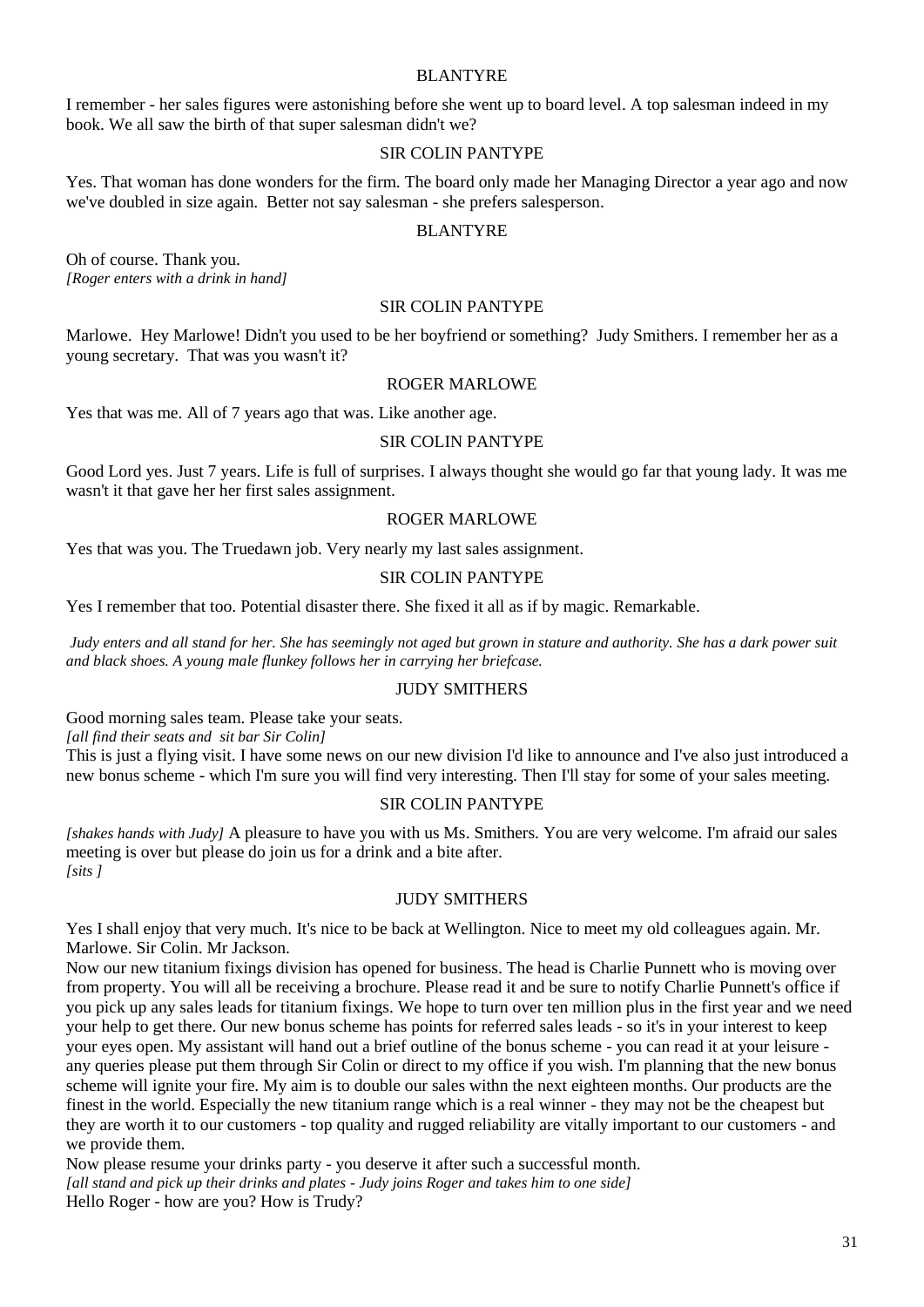BLANTYRE

I remember - her sales figures were astonishing before she went up to board level. A top salesman indeed in my book. We all saw the birth of that super salesman didn't we?

SIR COLIN PANTYPE

Yes. That woman has done wonders for the firm. The board only made her Managing Director a year ago and now we've doubled in size again. Better not say salesman - she prefers salesperson.

BLANTYRE

Oh of course. Thank you.
*[Roger enters with a drink in hand]*

SIR COLIN PANTYPE

Marlowe. Hey Marlowe! Didn't you used to be her boyfriend or something? Judy Smithers. I remember her as a young secretary. That was you wasn't it?

ROGER MARLOWE

Yes that was me. All of 7 years ago that was. Like another age.

SIR COLIN PANTYPE

Good Lord yes. Just 7 years. Life is full of surprises. I always thought she would go far that young lady. It was me wasn't it that gave her her first sales assignment.

ROGER MARLOWE

Yes that was you. The Truedawn job. Very nearly my last sales assignment.

SIR COLIN PANTYPE

Yes I remember that too. Potential disaster there. She fixed it all as if by magic. Remarkable.

*Judy enters and all stand for her. She has seemingly not aged but grown in stature and authority. She has a dark power suit and black shoes. A young male flunkey follows her in carrying her briefcase.*

JUDY SMITHERS

Good morning sales team. Please take your seats.
*[all find their seats and sit bar Sir Colin]*
This is just a flying visit. I have some news on our new division I'd like to announce and I've also just introduced a new bonus scheme - which I'm sure you will find very interesting. Then I'll stay for some of your sales meeting.

SIR COLIN PANTYPE

*[shakes hands with Judy]* A pleasure to have you with us Ms. Smithers. You are very welcome. I'm afraid our sales meeting is over but please do join us for a drink and a bite after.
*[sits ]*

JUDY SMITHERS

Yes I shall enjoy that very much. It's nice to be back at Wellington. Nice to meet my old colleagues again. Mr. Marlowe. Sir Colin. Mr Jackson.
Now our new titanium fixings division has opened for business. The head is Charlie Punnett who is moving over from property. You will all be receiving a brochure. Please read it and be sure to notify Charlie Punnett's office if you pick up any sales leads for titanium fixings. We hope to turn over ten million plus in the first year and we need your help to get there. Our new bonus scheme has points for referred sales leads - so it's in your interest to keep your eyes open. My assistant will hand out a brief outline of the bonus scheme - you can read it at your leisure - any queries please put them through Sir Colin or direct to my office if you wish. I'm planning that the new bonus scheme will ignite your fire. My aim is to double our sales withn the next eighteen months. Our products are the finest in the world. Especially the new titanium range which is a real winner - they may not be the cheapest but they are worth it to our customers - top quality and rugged reliability are vitally important to our customers - and we provide them.
Now please resume your drinks party - you deserve it after such a successful month.
*[all stand and pick up their drinks and plates - Judy joins Roger and takes him to one side]*
Hello Roger - how are you? How is Trudy?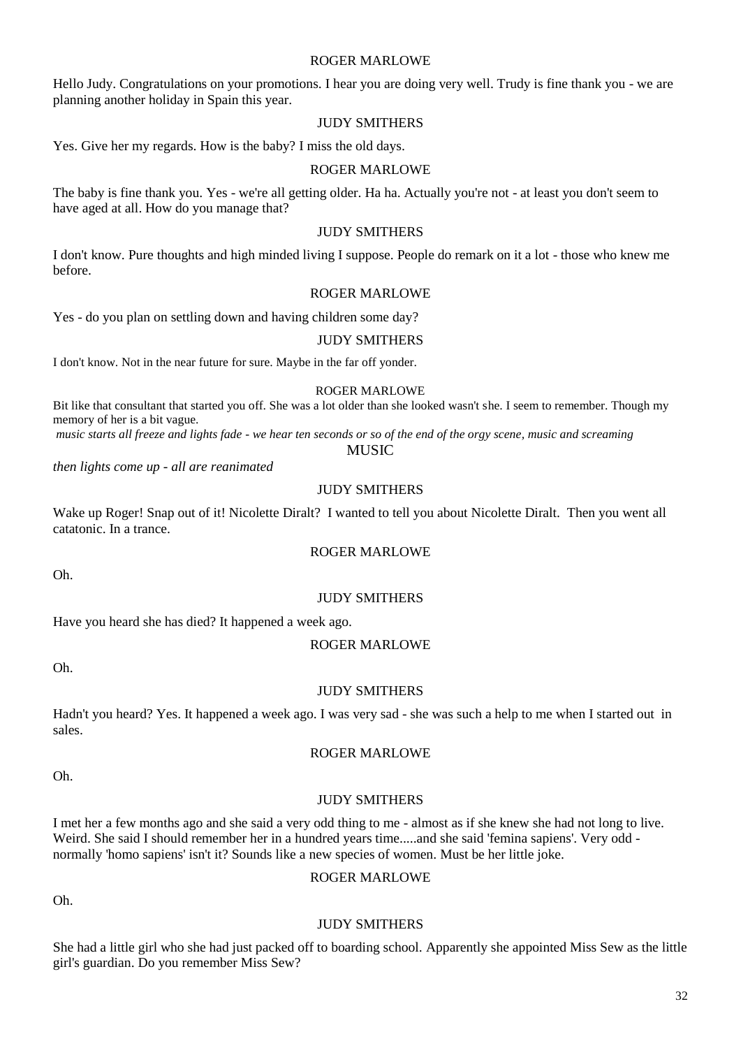ROGER MARLOWE

Hello Judy. Congratulations on your promotions. I hear you are doing very well. Trudy is fine thank you - we are planning another holiday in Spain this year.

JUDY SMITHERS

Yes. Give her my regards. How is the baby? I miss the old days.

ROGER MARLOWE

The baby is fine thank you. Yes - we're all getting older. Ha ha. Actually you're not - at least you don't seem to have aged at all. How do you manage that?

JUDY SMITHERS

I don't know. Pure thoughts and high minded living I suppose. People do remark on it a lot - those who knew me before.

ROGER MARLOWE

Yes - do you plan on settling down and having children some day?

JUDY SMITHERS

I don't know. Not in the near future for sure. Maybe in the far off yonder.

ROGER MARLOWE

Bit like that consultant that started you off. She was a lot older than she looked wasn't she. I seem to remember. Though my memory of her is a bit vague.

*music starts all freeze and lights fade - we hear ten seconds or so of the end of the orgy scene, music and screaming*

MUSIC

*then lights come up - all are reanimated*

JUDY SMITHERS

Wake up Roger! Snap out of it! Nicolette Diralt? I wanted to tell you about Nicolette Diralt. Then you went all catatonic. In a trance.

ROGER MARLOWE

Oh.

JUDY SMITHERS

Have you heard she has died? It happened a week ago.

ROGER MARLOWE

Oh.

JUDY SMITHERS

Hadn't you heard? Yes. It happened a week ago. I was very sad - she was such a help to me when I started out in sales.

ROGER MARLOWE

Oh.

JUDY SMITHERS

I met her a few months ago and she said a very odd thing to me - almost as if she knew she had not long to live. Weird. She said I should remember her in a hundred years time.....and she said 'femina sapiens'. Very odd - normally 'homo sapiens' isn't it? Sounds like a new species of women. Must be her little joke.

ROGER MARLOWE

Oh.

JUDY SMITHERS

She had a little girl who she had just packed off to boarding school. Apparently she appointed Miss Sew as the little girl's guardian. Do you remember Miss Sew?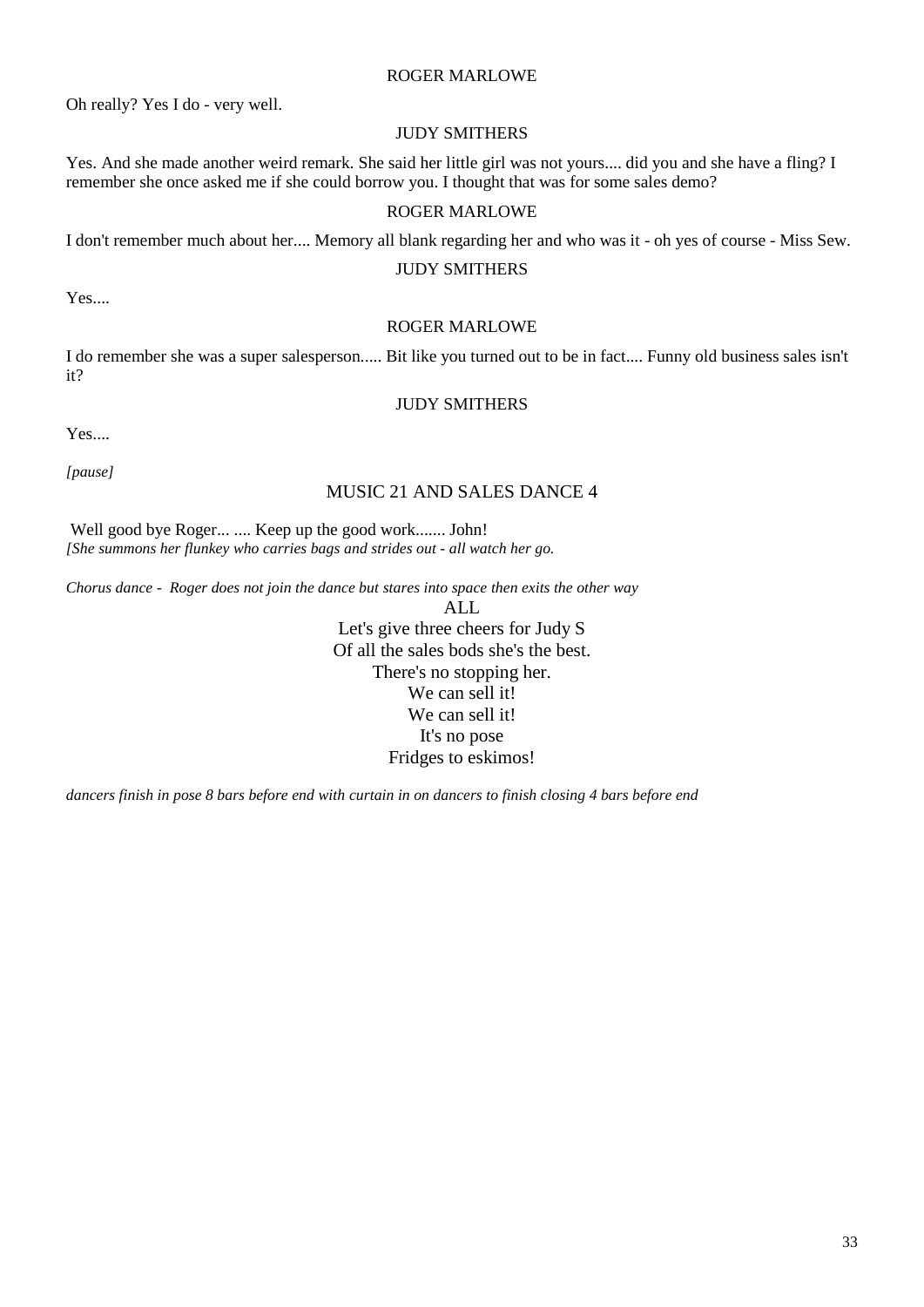ROGER MARLOWE

Oh really? Yes I do - very well.

JUDY SMITHERS

Yes. And she made another weird remark. She said her little girl was not yours.... did you and she have a fling? I remember she once asked me if she could borrow you. I thought that was for some sales demo?

ROGER MARLOWE

I don't remember much about her.... Memory all blank regarding her and who was it - oh yes of course - Miss Sew.

JUDY SMITHERS

Yes....

ROGER MARLOWE

I do remember she was a super salesperson..... Bit like you turned out to be in fact.... Funny old business sales isn't it?

JUDY SMITHERS

Yes....

*[pause]*

MUSIC 21 AND SALES DANCE 4

Well good bye Roger... .... Keep up the good work....... John!
*[She summons her flunkey who carries bags and strides out - all watch her go.*

*Chorus dance - Roger does not join the dance but stares into space then exits the other way*

ALL

Let's give three cheers for Judy S
Of all the sales bods she's the best.
There's no stopping her.
We can sell it!
We can sell it!
It's no pose
Fridges to eskimos!

*dancers finish in pose 8 bars before end with curtain in on dancers to finish closing 4 bars before end*